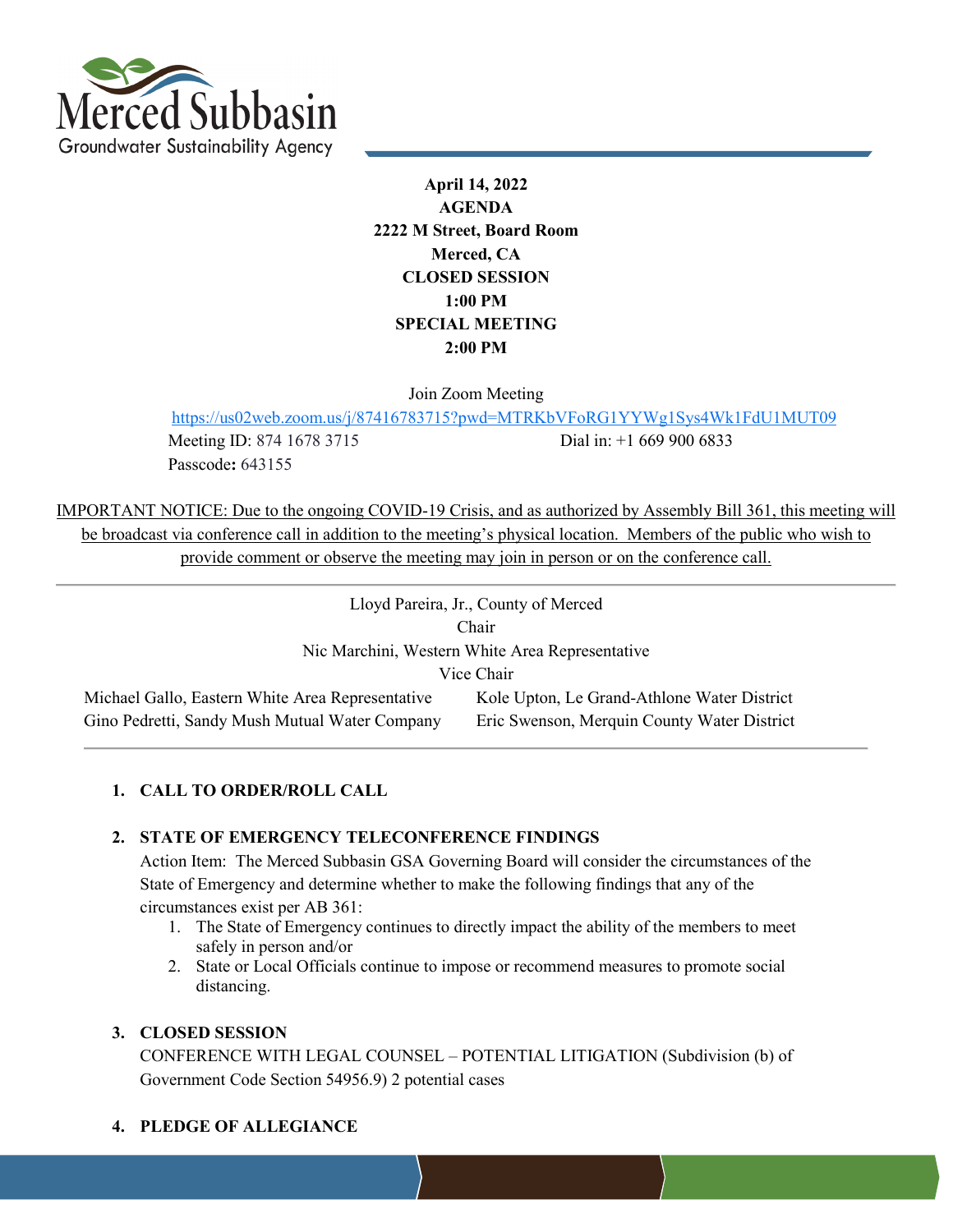# Merced Subbasin
Groundwater Sustainability Agency

**April 14, 2022**
**AGENDA**
**2222 M Street, Board Room**
**Merced, CA**
**CLOSED SESSION**
**1:00 PM**
**SPECIAL MEETING**
**2:00 PM**

Join Zoom Meeting
https://us02web.zoom.us/j/87416783715?pwd=MTRKbVFoRG1YYWg1Sys4Wk1FdU1MUT09
Meeting ID: 874 1678 3715 Dial in: +1 669 900 6833
Passcode**:** 643155

IMPORTANT NOTICE: Due to the ongoing COVID-19 Crisis, and as authorized by Assembly Bill 361, this meeting will be broadcast via conference call in addition to the meeting's physical location. Members of the public who wish to provide comment or observe the meeting may join in person or on the conference call.

---

Lloyd Pareira, Jr., County of Merced
Chair
Nic Marchini, Western White Area Representative
Vice Chair

Michael Gallo, Eastern White Area Representative
Gino Pedretti, Sandy Mush Mutual Water Company
Kole Upton, Le Grand-Athlone Water District
Eric Swenson, Merquin County Water District

---

1. **CALL TO ORDER/ROLL CALL**

2. **STATE OF EMERGENCY TELECONFERENCE FINDINGS**
   Action Item: The Merced Subbasin GSA Governing Board will consider the circumstances of the State of Emergency and determine whether to make the following findings that any of the circumstances exist per AB 361:
   1. The State of Emergency continues to directly impact the ability of the members to meet safely in person and/or
   2. State or Local Officials continue to impose or recommend measures to promote social distancing.

3. **CLOSED SESSION**
   CONFERENCE WITH LEGAL COUNSEL – POTENTIAL LITIGATION (Subdivision (b) of Government Code Section 54956.9) 2 potential cases

4. **PLEDGE OF ALLEGIANCE**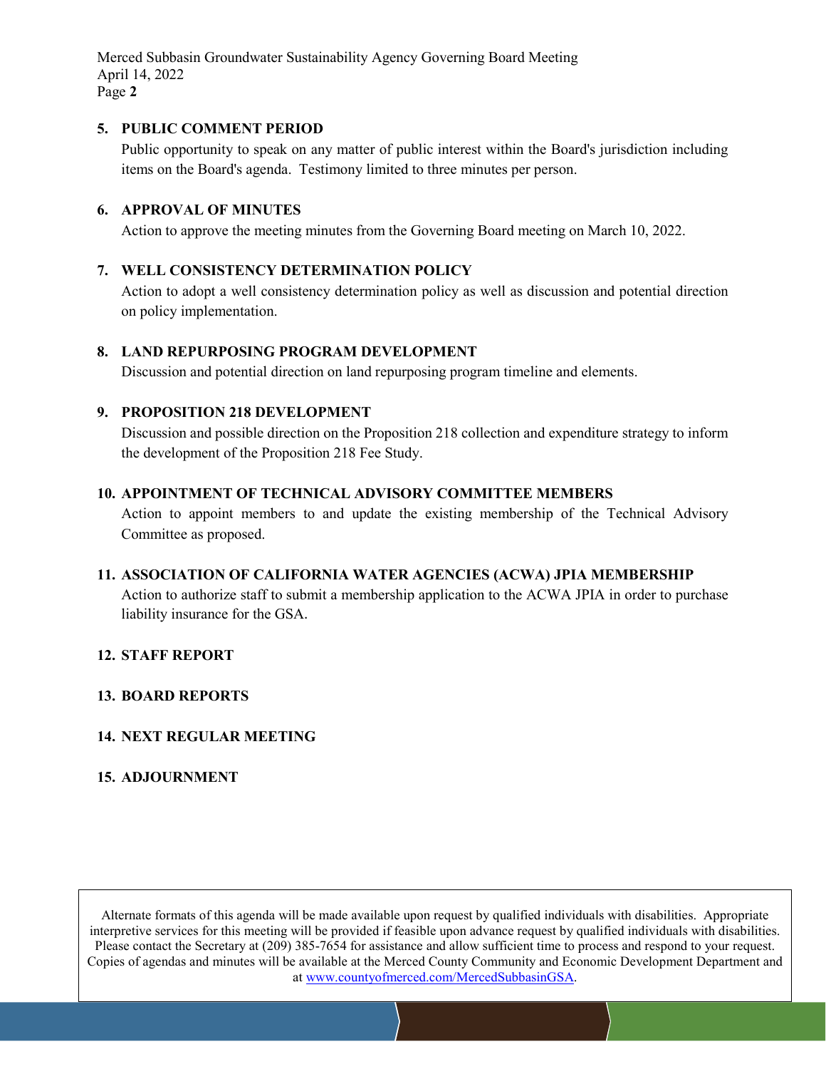5. **PUBLIC COMMENT PERIOD**

   Public opportunity to speak on any matter of public interest within the Board's jurisdiction including items on the Board's agenda. Testimony limited to three minutes per person.

6. **APPROVAL OF MINUTES**

   Action to approve the meeting minutes from the Governing Board meeting on March 10, 2022.

7. **WELL CONSISTENCY DETERMINATION POLICY**

   Action to adopt a well consistency determination policy as well as discussion and potential direction on policy implementation.

8. **LAND REPURPOSING PROGRAM DEVELOPMENT**

   Discussion and potential direction on land repurposing program timeline and elements.

9. **PROPOSITION 218 DEVELOPMENT**

   Discussion and possible direction on the Proposition 218 collection and expenditure strategy to inform the development of the Proposition 218 Fee Study.

10. **APPOINTMENT OF TECHNICAL ADVISORY COMMITTEE MEMBERS**

    Action to appoint members to and update the existing membership of the Technical Advisory Committee as proposed.

11. **ASSOCIATION OF CALIFORNIA WATER AGENCIES (ACWA) JPIA MEMBERSHIP**

    Action to authorize staff to submit a membership application to the ACWA JPIA in order to purchase liability insurance for the GSA.

12. **STAFF REPORT**

13. **BOARD REPORTS**

14. **NEXT REGULAR MEETING**

15. **ADJOURNMENT**

Alternate formats of this agenda will be made available upon request by qualified individuals with disabilities. Appropriate interpretive services for this meeting will be provided if feasible upon advance request by qualified individuals with disabilities. Please contact the Secretary at (209) 385-7654 for assistance and allow sufficient time to process and respond to your request. Copies of agendas and minutes will be available at the Merced County Community and Economic Development Department and at www.countyofmerced.com/MercedSubbasinGSA.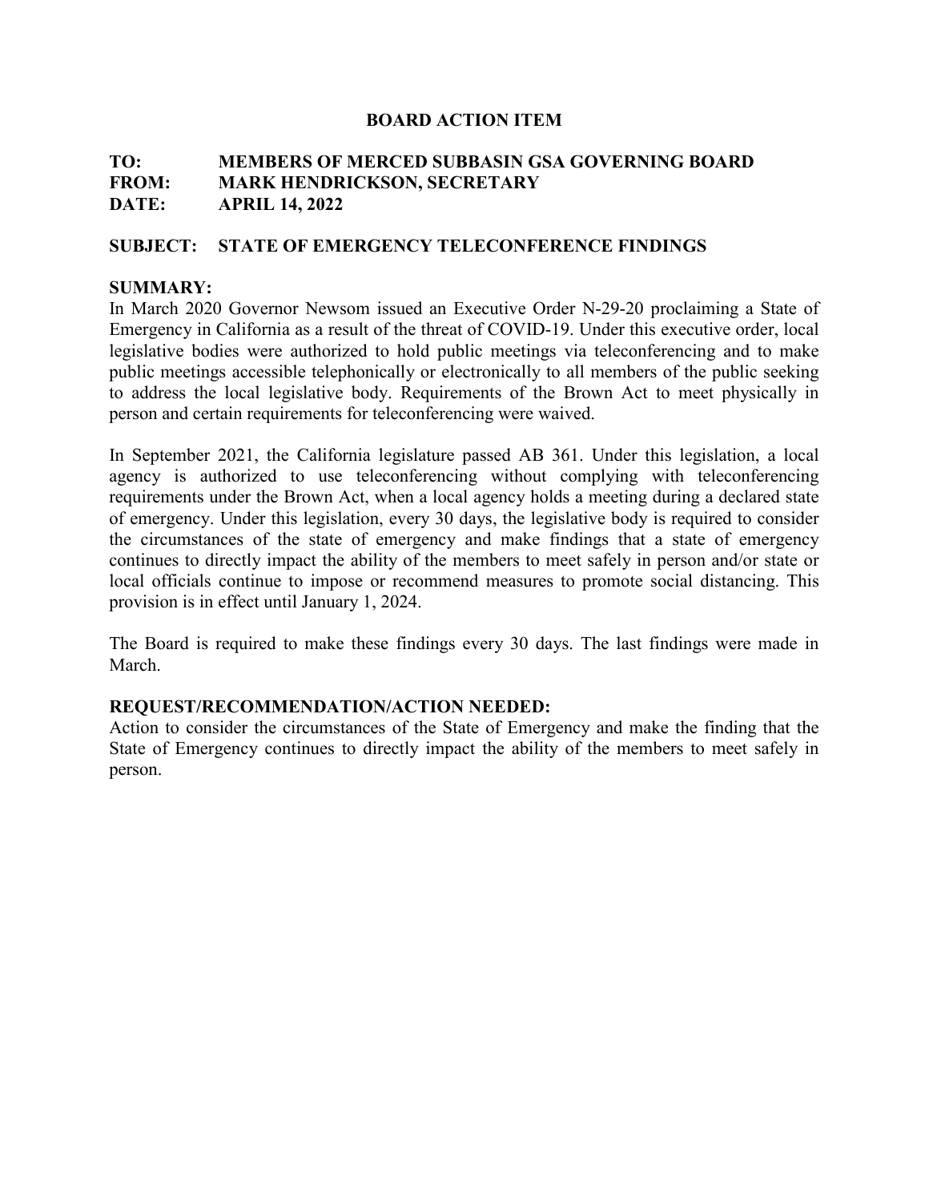# BOARD ACTION ITEM

**TO:** MEMBERS OF MERCED SUBBASIN GSA GOVERNING BOARD
**FROM:** MARK HENDRICKSON, SECRETARY
**DATE:** APRIL 14, 2022

**SUBJECT: STATE OF EMERGENCY TELECONFERENCE FINDINGS**

**SUMMARY:**

In March 2020 Governor Newsom issued an Executive Order N-29-20 proclaiming a State of Emergency in California as a result of the threat of COVID-19. Under this executive order, local legislative bodies were authorized to hold public meetings via teleconferencing and to make public meetings accessible telephonically or electronically to all members of the public seeking to address the local legislative body. Requirements of the Brown Act to meet physically in person and certain requirements for teleconferencing were waived.

In September 2021, the California legislature passed AB 361. Under this legislation, a local agency is authorized to use teleconferencing without complying with teleconferencing requirements under the Brown Act, when a local agency holds a meeting during a declared state of emergency. Under this legislation, every 30 days, the legislative body is required to consider the circumstances of the state of emergency and make findings that a state of emergency continues to directly impact the ability of the members to meet safely in person and/or state or local officials continue to impose or recommend measures to promote social distancing. This provision is in effect until January 1, 2024.

The Board is required to make these findings every 30 days. The last findings were made in March.

**REQUEST/RECOMMENDATION/ACTION NEEDED:**

Action to consider the circumstances of the State of Emergency and make the finding that the State of Emergency continues to directly impact the ability of the members to meet safely in person.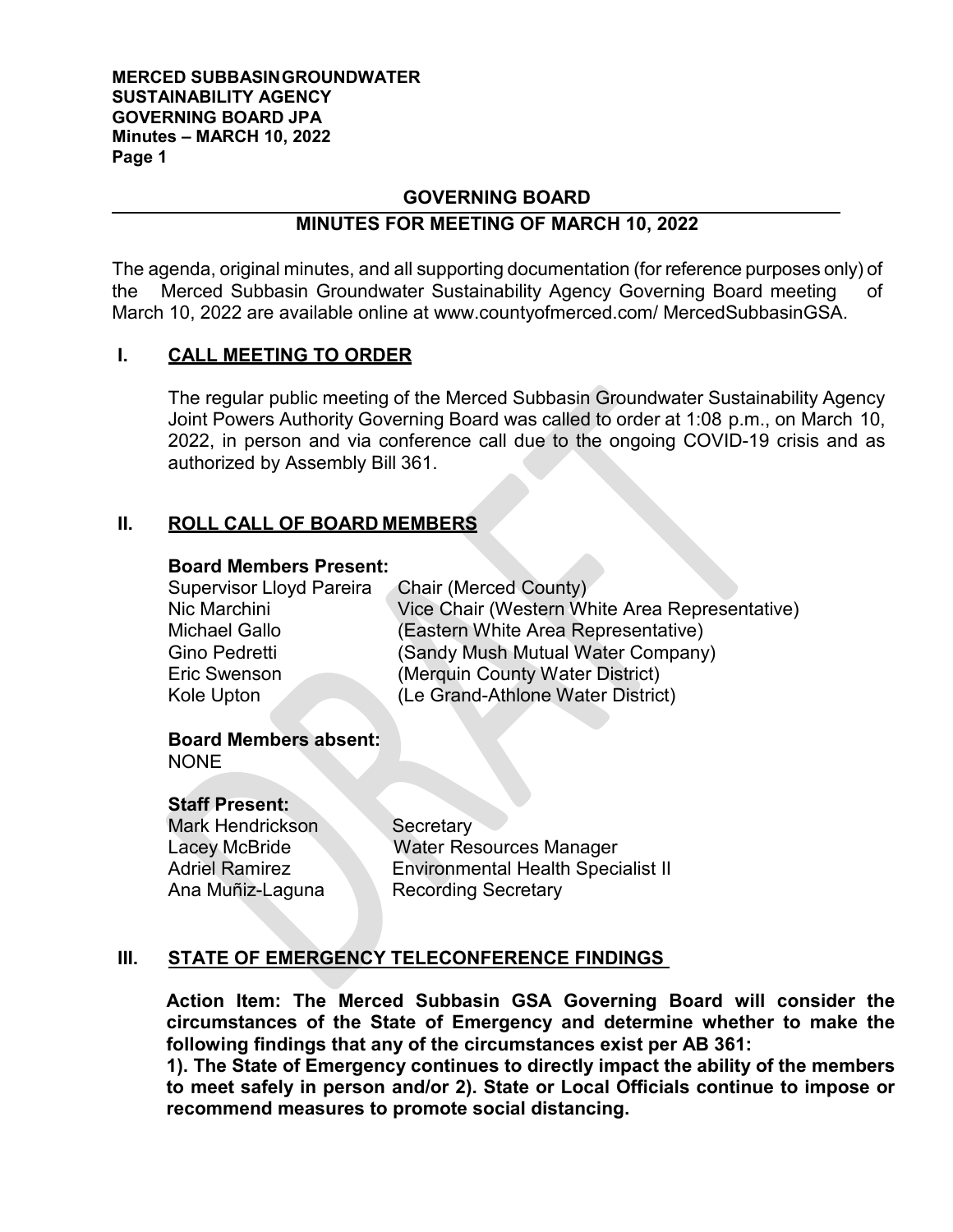## GOVERNING BOARD

## MINUTES FOR MEETING OF MARCH 10, 2022

The agenda, original minutes, and all supporting documentation (for reference purposes only) of the Merced Subbasin Groundwater Sustainability Agency Governing Board meeting of March 10, 2022 are available online at www.countyofmerced.com/ MercedSubbasinGSA.

## I. CALL MEETING TO ORDER

The regular public meeting of the Merced Subbasin Groundwater Sustainability Agency Joint Powers Authority Governing Board was called to order at 1:08 p.m., on March 10, 2022, in person and via conference call due to the ongoing COVID-19 crisis and as authorized by Assembly Bill 361.

## II. ROLL CALL OF BOARD MEMBERS

**Board Members Present:**

| | |
|---|---|
| Supervisor Lloyd Pareira | Chair (Merced County) |
| Nic Marchini | Vice Chair (Western White Area Representative) |
| Michael Gallo | (Eastern White Area Representative) |
| Gino Pedretti | (Sandy Mush Mutual Water Company) |
| Eric Swenson | (Merquin County Water District) |
| Kole Upton | (Le Grand-Athlone Water District) |

**Board Members absent:**
NONE

**Staff Present:**

| | |
|---|---|
| Mark Hendrickson | Secretary |
| Lacey McBride | Water Resources Manager |
| Adriel Ramirez | Environmental Health Specialist II |
| Ana Muñiz-Laguna | Recording Secretary |

## III. STATE OF EMERGENCY TELECONFERENCE FINDINGS

**Action Item: The Merced Subbasin GSA Governing Board will consider the circumstances of the State of Emergency and determine whether to make the following findings that any of the circumstances exist per AB 361:**

**1). The State of Emergency continues to directly impact the ability of the members to meet safely in person and/or 2). State or Local Officials continue to impose or recommend measures to promote social distancing.**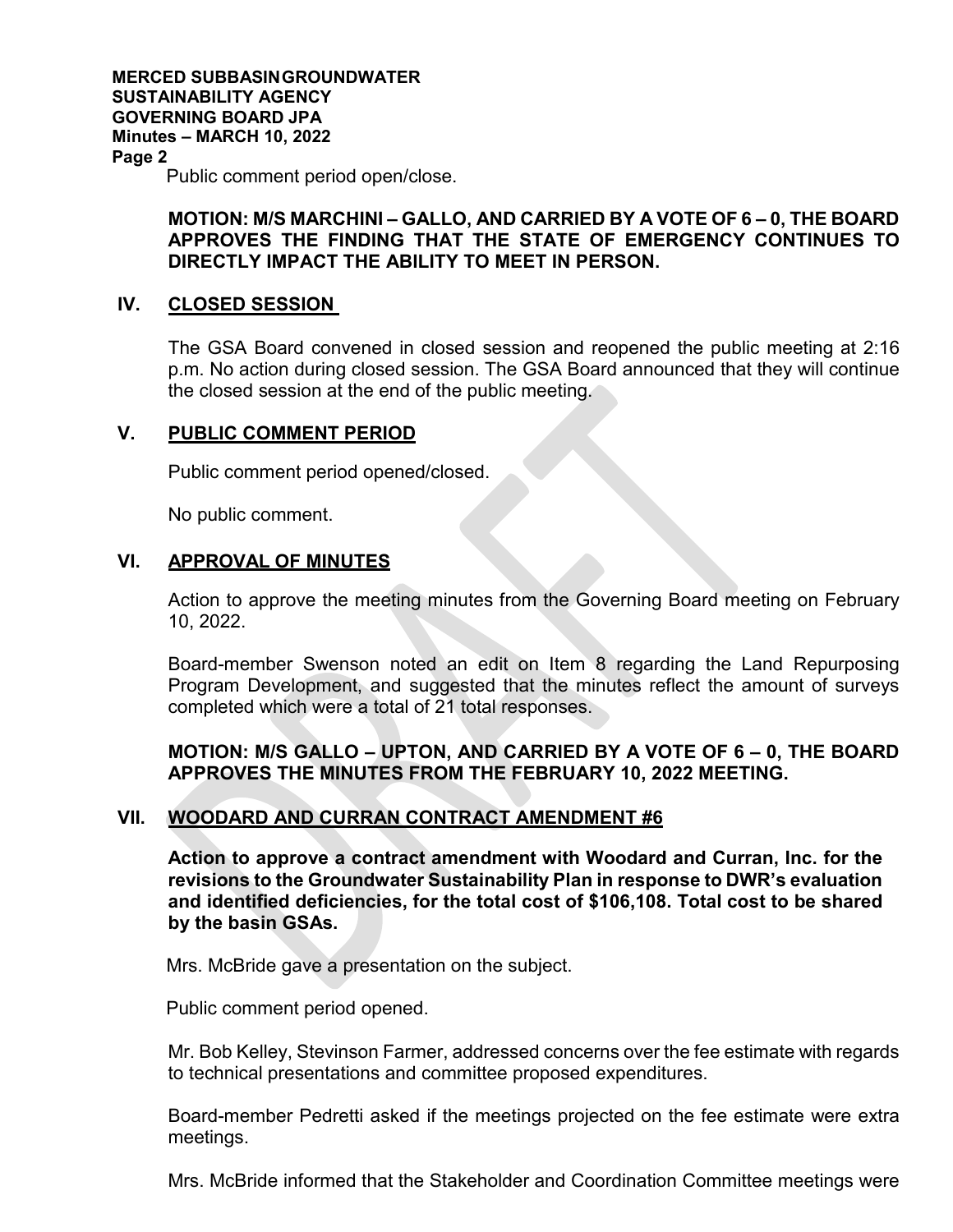Public comment period open/close.

**MOTION: M/S MARCHINI – GALLO, AND CARRIED BY A VOTE OF 6 – 0, THE BOARD APPROVES THE FINDING THAT THE STATE OF EMERGENCY CONTINUES TO DIRECTLY IMPACT THE ABILITY TO MEET IN PERSON.**

## IV. CLOSED SESSION

The GSA Board convened in closed session and reopened the public meeting at 2:16 p.m. No action during closed session. The GSA Board announced that they will continue the closed session at the end of the public meeting.

## V. PUBLIC COMMENT PERIOD

Public comment period opened/closed.

No public comment.

## VI. APPROVAL OF MINUTES

Action to approve the meeting minutes from the Governing Board meeting on February 10, 2022.

Board-member Swenson noted an edit on Item 8 regarding the Land Repurposing Program Development, and suggested that the minutes reflect the amount of surveys completed which were a total of 21 total responses.

**MOTION: M/S GALLO – UPTON, AND CARRIED BY A VOTE OF 6 – 0, THE BOARD APPROVES THE MINUTES FROM THE FEBRUARY 10, 2022 MEETING.**

## VII. WOODARD AND CURRAN CONTRACT AMENDMENT #6

**Action to approve a contract amendment with Woodard and Curran, Inc. for the revisions to the Groundwater Sustainability Plan in response to DWR's evaluation and identified deficiencies, for the total cost of $106,108. Total cost to be shared by the basin GSAs.**

Mrs. McBride gave a presentation on the subject.

Public comment period opened.

Mr. Bob Kelley, Stevinson Farmer, addressed concerns over the fee estimate with regards to technical presentations and committee proposed expenditures.

Board-member Pedretti asked if the meetings projected on the fee estimate were extra meetings.

Mrs. McBride informed that the Stakeholder and Coordination Committee meetings were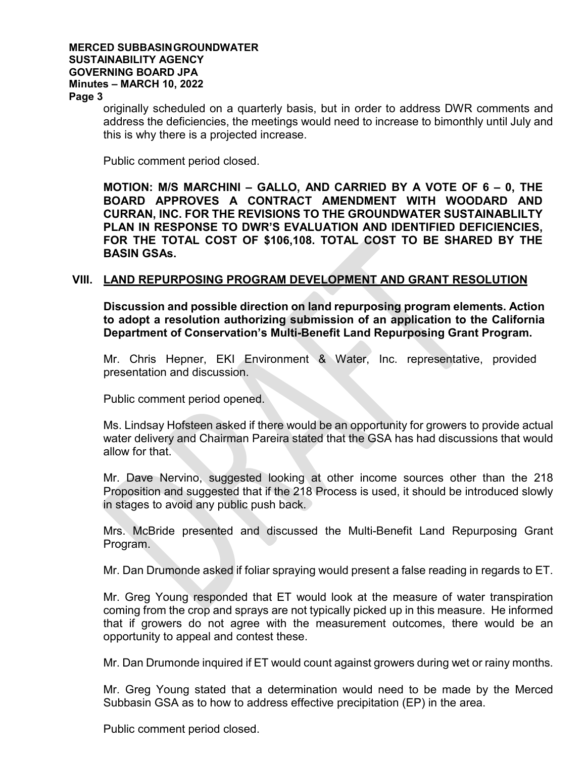originally scheduled on a quarterly basis, but in order to address DWR comments and address the deficiencies, the meetings would need to increase to bimonthly until July and this is why there is a projected increase.

Public comment period closed.

**MOTION: M/S MARCHINI – GALLO, AND CARRIED BY A VOTE OF 6 – 0, THE BOARD APPROVES A CONTRACT AMENDMENT WITH WOODARD AND CURRAN, INC. FOR THE REVISIONS TO THE GROUNDWATER SUSTAINABLILTY PLAN IN RESPONSE TO DWR'S EVALUATION AND IDENTIFIED DEFICIENCIES, FOR THE TOTAL COST OF $106,108. TOTAL COST TO BE SHARED BY THE BASIN GSAs.**

## VIII. LAND REPURPOSING PROGRAM DEVELOPMENT AND GRANT RESOLUTION

**Discussion and possible direction on land repurposing program elements. Action to adopt a resolution authorizing submission of an application to the California Department of Conservation's Multi-Benefit Land Repurposing Grant Program.**

Mr. Chris Hepner, EKI Environment & Water, Inc. representative, provided presentation and discussion.

Public comment period opened.

Ms. Lindsay Hofsteen asked if there would be an opportunity for growers to provide actual water delivery and Chairman Pareira stated that the GSA has had discussions that would allow for that.

Mr. Dave Nervino, suggested looking at other income sources other than the 218 Proposition and suggested that if the 218 Process is used, it should be introduced slowly in stages to avoid any public push back.

Mrs. McBride presented and discussed the Multi-Benefit Land Repurposing Grant Program.

Mr. Dan Drumonde asked if foliar spraying would present a false reading in regards to ET.

Mr. Greg Young responded that ET would look at the measure of water transpiration coming from the crop and sprays are not typically picked up in this measure. He informed that if growers do not agree with the measurement outcomes, there would be an opportunity to appeal and contest these.

Mr. Dan Drumonde inquired if ET would count against growers during wet or rainy months.

Mr. Greg Young stated that a determination would need to be made by the Merced Subbasin GSA as to how to address effective precipitation (EP) in the area.

Public comment period closed.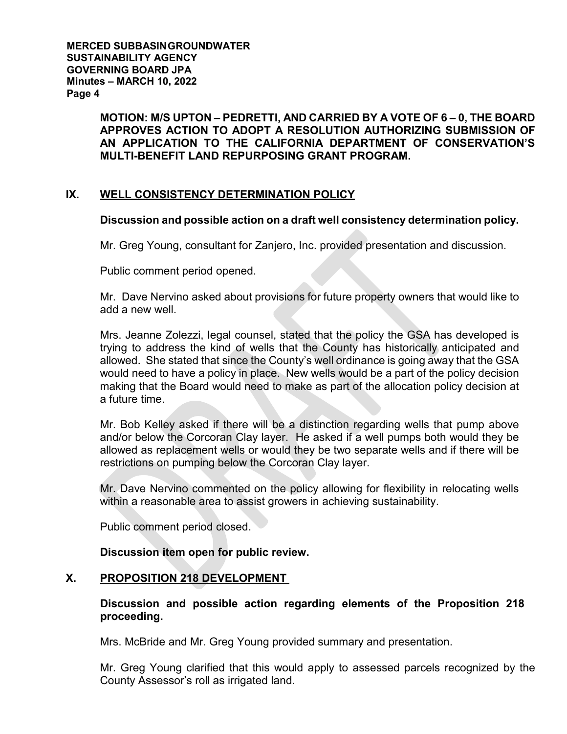**MOTION: M/S UPTON – PEDRETTI, AND CARRIED BY A VOTE OF 6 – 0, THE BOARD APPROVES ACTION TO ADOPT A RESOLUTION AUTHORIZING SUBMISSION OF AN APPLICATION TO THE CALIFORNIA DEPARTMENT OF CONSERVATION'S MULTI-BENEFIT LAND REPURPOSING GRANT PROGRAM.**

## IX. WELL CONSISTENCY DETERMINATION POLICY

**Discussion and possible action on a draft well consistency determination policy.**

Mr. Greg Young, consultant for Zanjero, Inc. provided presentation and discussion.

Public comment period opened.

Mr. Dave Nervino asked about provisions for future property owners that would like to add a new well.

Mrs. Jeanne Zolezzi, legal counsel, stated that the policy the GSA has developed is trying to address the kind of wells that the County has historically anticipated and allowed. She stated that since the County's well ordinance is going away that the GSA would need to have a policy in place. New wells would be a part of the policy decision making that the Board would need to make as part of the allocation policy decision at a future time.

Mr. Bob Kelley asked if there will be a distinction regarding wells that pump above and/or below the Corcoran Clay layer. He asked if a well pumps both would they be allowed as replacement wells or would they be two separate wells and if there will be restrictions on pumping below the Corcoran Clay layer.

Mr. Dave Nervino commented on the policy allowing for flexibility in relocating wells within a reasonable area to assist growers in achieving sustainability.

Public comment period closed.

**Discussion item open for public review.**

## X. PROPOSITION 218 DEVELOPMENT

**Discussion and possible action regarding elements of the Proposition 218 proceeding.**

Mrs. McBride and Mr. Greg Young provided summary and presentation.

Mr. Greg Young clarified that this would apply to assessed parcels recognized by the County Assessor's roll as irrigated land.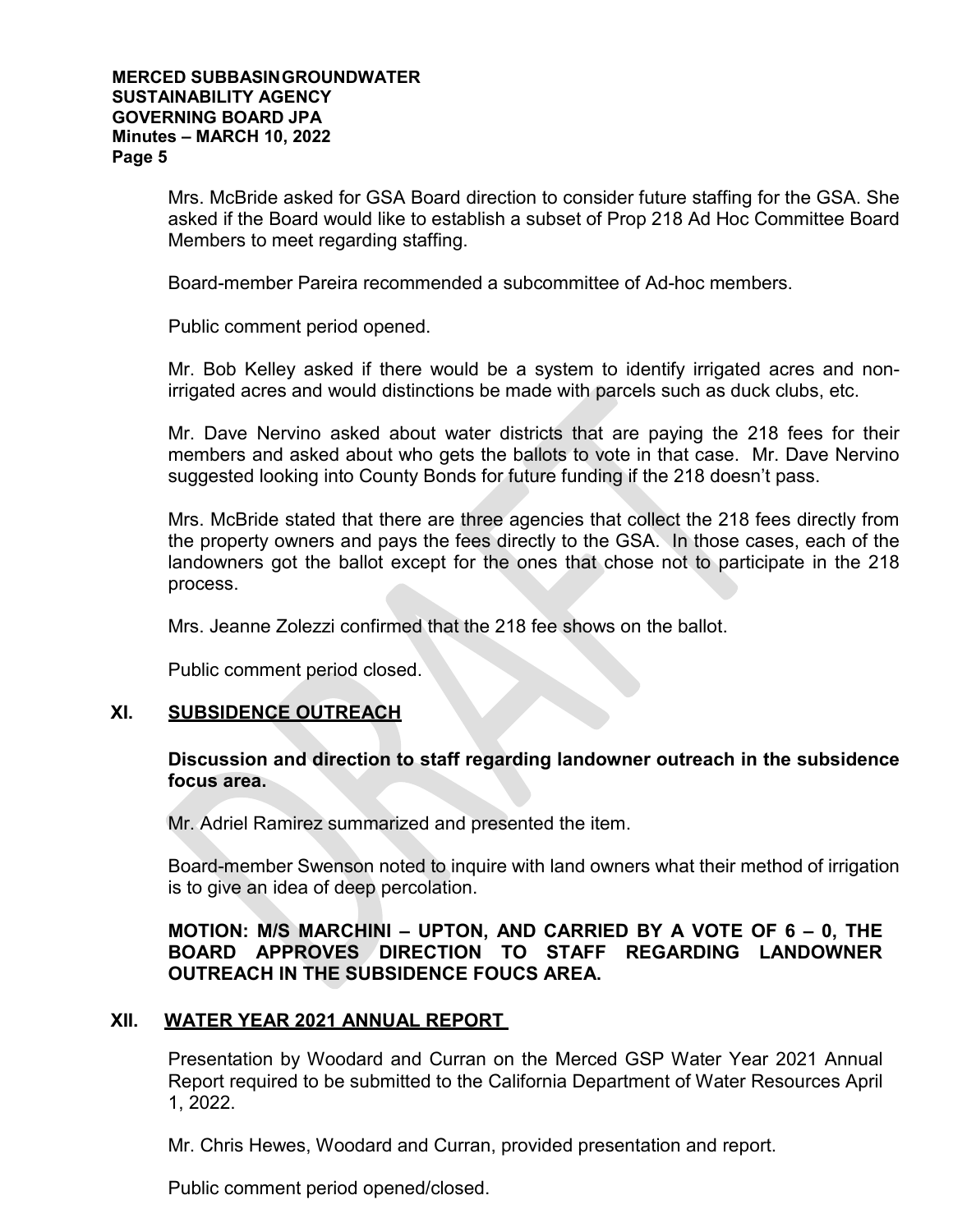Mrs. McBride asked for GSA Board direction to consider future staffing for the GSA. She asked if the Board would like to establish a subset of Prop 218 Ad Hoc Committee Board Members to meet regarding staffing.

Board-member Pareira recommended a subcommittee of Ad-hoc members.

Public comment period opened.

Mr. Bob Kelley asked if there would be a system to identify irrigated acres and non-irrigated acres and would distinctions be made with parcels such as duck clubs, etc.

Mr. Dave Nervino asked about water districts that are paying the 218 fees for their members and asked about who gets the ballots to vote in that case. Mr. Dave Nervino suggested looking into County Bonds for future funding if the 218 doesn't pass.

Mrs. McBride stated that there are three agencies that collect the 218 fees directly from the property owners and pays the fees directly to the GSA. In those cases, each of the landowners got the ballot except for the ones that chose not to participate in the 218 process.

Mrs. Jeanne Zolezzi confirmed that the 218 fee shows on the ballot.

Public comment period closed.

## XI. SUBSIDENCE OUTREACH

**Discussion and direction to staff regarding landowner outreach in the subsidence focus area.**

Mr. Adriel Ramirez summarized and presented the item.

Board-member Swenson noted to inquire with land owners what their method of irrigation is to give an idea of deep percolation.

**MOTION: M/S MARCHINI – UPTON, AND CARRIED BY A VOTE OF 6 – 0, THE BOARD APPROVES DIRECTION TO STAFF REGARDING LANDOWNER OUTREACH IN THE SUBSIDENCE FOUCS AREA.**

## XII. WATER YEAR 2021 ANNUAL REPORT

Presentation by Woodard and Curran on the Merced GSP Water Year 2021 Annual Report required to be submitted to the California Department of Water Resources April 1, 2022.

Mr. Chris Hewes, Woodard and Curran, provided presentation and report.

Public comment period opened/closed.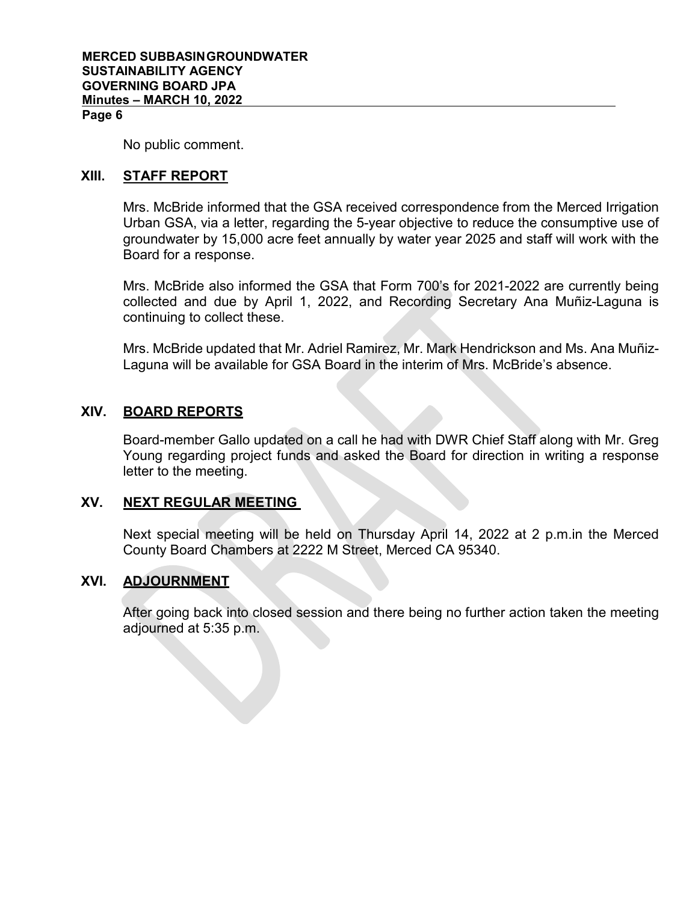No public comment.

## XIII. STAFF REPORT

Mrs. McBride informed that the GSA received correspondence from the Merced Irrigation Urban GSA, via a letter, regarding the 5-year objective to reduce the consumptive use of groundwater by 15,000 acre feet annually by water year 2025 and staff will work with the Board for a response.

Mrs. McBride also informed the GSA that Form 700's for 2021-2022 are currently being collected and due by April 1, 2022, and Recording Secretary Ana Muñiz-Laguna is continuing to collect these.

Mrs. McBride updated that Mr. Adriel Ramirez, Mr. Mark Hendrickson and Ms. Ana Muñiz-Laguna will be available for GSA Board in the interim of Mrs. McBride's absence.

## XIV. BOARD REPORTS

Board-member Gallo updated on a call he had with DWR Chief Staff along with Mr. Greg Young regarding project funds and asked the Board for direction in writing a response letter to the meeting.

## XV. NEXT REGULAR MEETING

Next special meeting will be held on Thursday April 14, 2022 at 2 p.m.in the Merced County Board Chambers at 2222 M Street, Merced CA 95340.

## XVI. ADJOURNMENT

After going back into closed session and there being no further action taken the meeting adjourned at 5:35 p.m.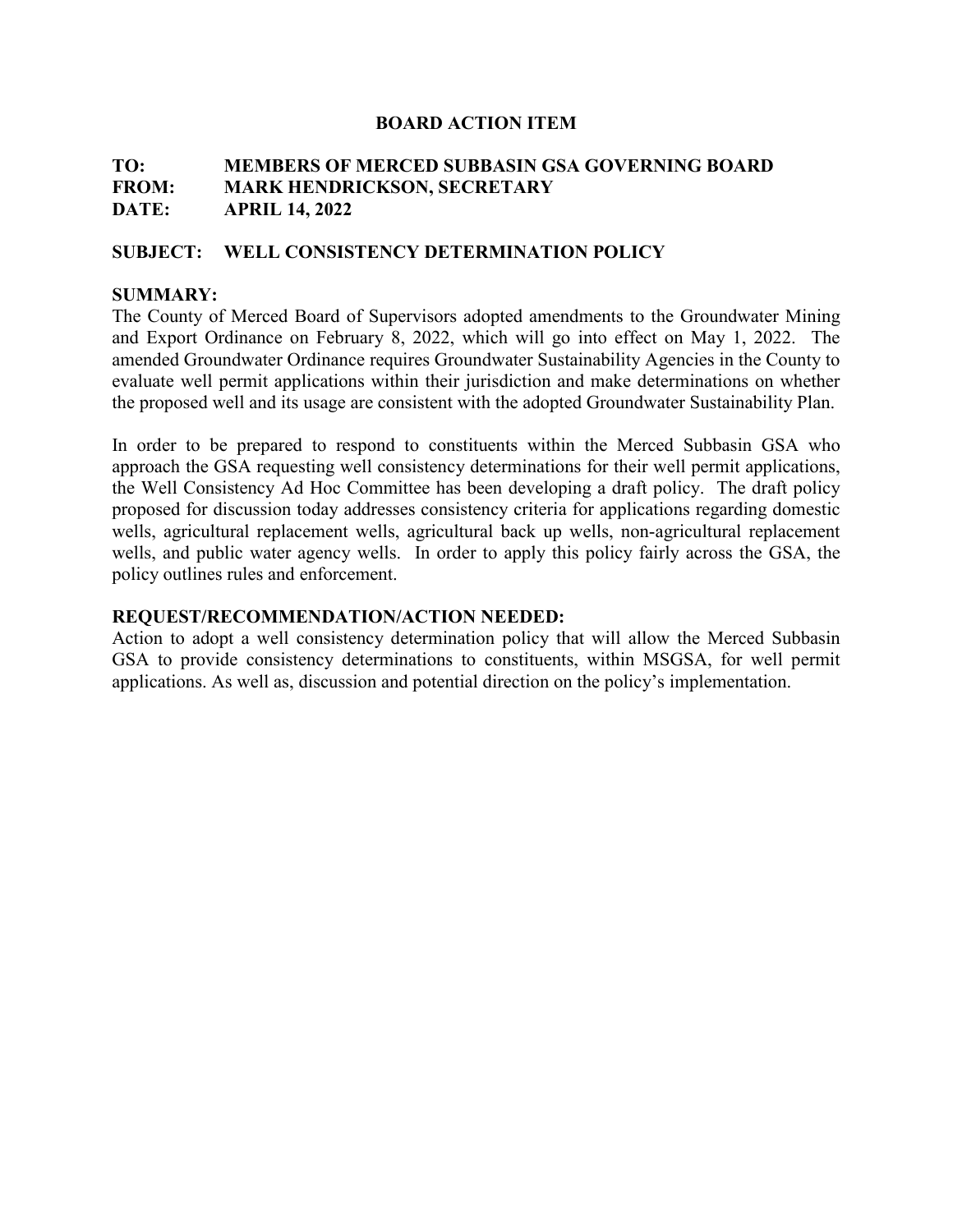# BOARD ACTION ITEM

**TO:** MEMBERS OF MERCED SUBBASIN GSA GOVERNING BOARD
**FROM:** MARK HENDRICKSON, SECRETARY
**DATE:** APRIL 14, 2022

**SUBJECT: WELL CONSISTENCY DETERMINATION POLICY**

**SUMMARY:**

The County of Merced Board of Supervisors adopted amendments to the Groundwater Mining and Export Ordinance on February 8, 2022, which will go into effect on May 1, 2022. The amended Groundwater Ordinance requires Groundwater Sustainability Agencies in the County to evaluate well permit applications within their jurisdiction and make determinations on whether the proposed well and its usage are consistent with the adopted Groundwater Sustainability Plan.

In order to be prepared to respond to constituents within the Merced Subbasin GSA who approach the GSA requesting well consistency determinations for their well permit applications, the Well Consistency Ad Hoc Committee has been developing a draft policy. The draft policy proposed for discussion today addresses consistency criteria for applications regarding domestic wells, agricultural replacement wells, agricultural back up wells, non-agricultural replacement wells, and public water agency wells. In order to apply this policy fairly across the GSA, the policy outlines rules and enforcement.

**REQUEST/RECOMMENDATION/ACTION NEEDED:**

Action to adopt a well consistency determination policy that will allow the Merced Subbasin GSA to provide consistency determinations to constituents, within MSGSA, for well permit applications. As well as, discussion and potential direction on the policy's implementation.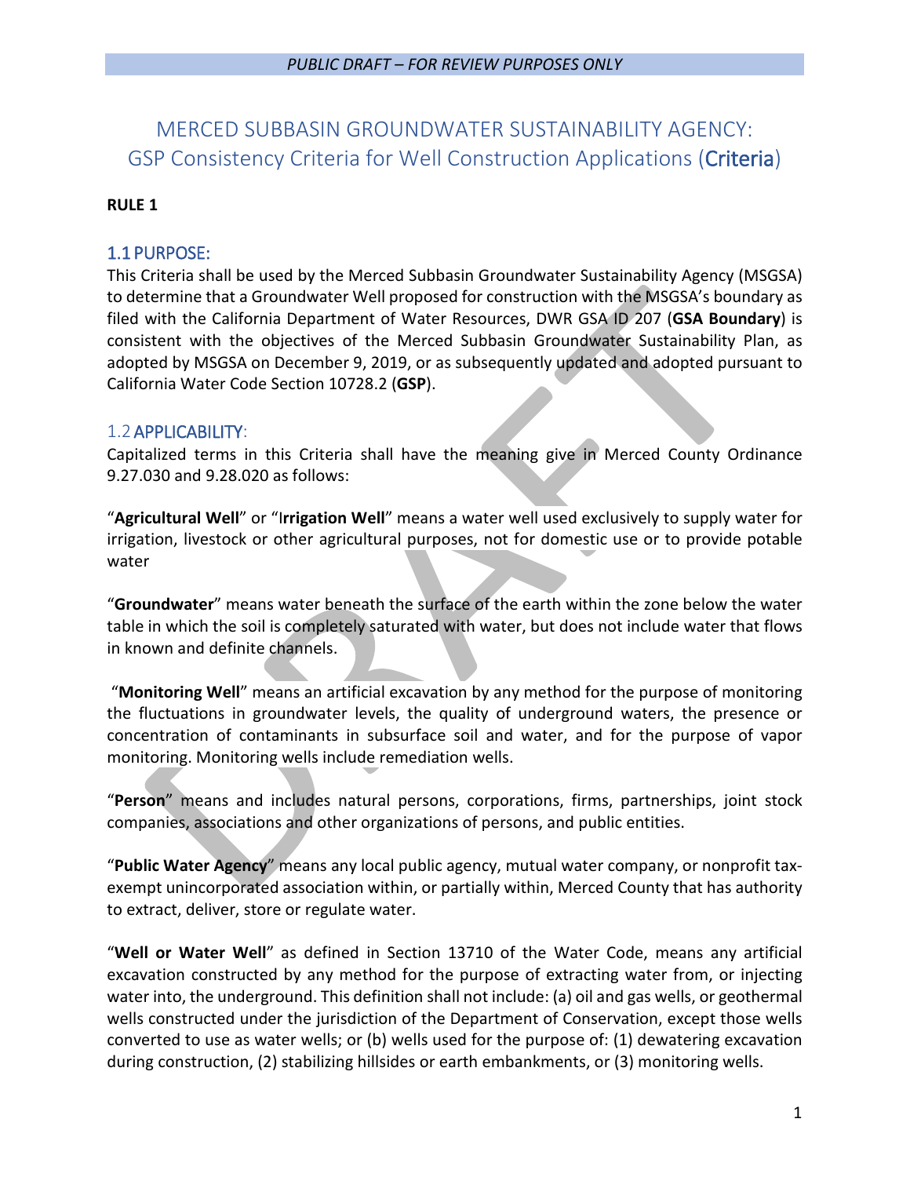# MERCED SUBBASIN GROUNDWATER SUSTAINABILITY AGENCY: GSP Consistency Criteria for Well Construction Applications (Criteria)

**RULE 1**

## 1.1 PURPOSE:

This Criteria shall be used by the Merced Subbasin Groundwater Sustainability Agency (MSGSA) to determine that a Groundwater Well proposed for construction with the MSGSA's boundary as filed with the California Department of Water Resources, DWR GSA ID 207 (**GSA Boundary**) is consistent with the objectives of the Merced Subbasin Groundwater Sustainability Plan, as adopted by MSGSA on December 9, 2019, or as subsequently updated and adopted pursuant to California Water Code Section 10728.2 (**GSP**).

## 1.2 APPLICABILITY:

Capitalized terms in this Criteria shall have the meaning give in Merced County Ordinance 9.27.030 and 9.28.020 as follows:

"**Agricultural Well**" or "**Irrigation Well**" means a water well used exclusively to supply water for irrigation, livestock or other agricultural purposes, not for domestic use or to provide potable water

"**Groundwater**" means water beneath the surface of the earth within the zone below the water table in which the soil is completely saturated with water, but does not include water that flows in known and definite channels.

"**Monitoring Well**" means an artificial excavation by any method for the purpose of monitoring the fluctuations in groundwater levels, the quality of underground waters, the presence or concentration of contaminants in subsurface soil and water, and for the purpose of vapor monitoring. Monitoring wells include remediation wells.

"**Person**" means and includes natural persons, corporations, firms, partnerships, joint stock companies, associations and other organizations of persons, and public entities.

"**Public Water Agency**" means any local public agency, mutual water company, or nonprofit tax-exempt unincorporated association within, or partially within, Merced County that has authority to extract, deliver, store or regulate water.

"**Well or Water Well**" as defined in Section 13710 of the Water Code, means any artificial excavation constructed by any method for the purpose of extracting water from, or injecting water into, the underground. This definition shall not include: (a) oil and gas wells, or geothermal wells constructed under the jurisdiction of the Department of Conservation, except those wells converted to use as water wells; or (b) wells used for the purpose of: (1) dewatering excavation during construction, (2) stabilizing hillsides or earth embankments, or (3) monitoring wells.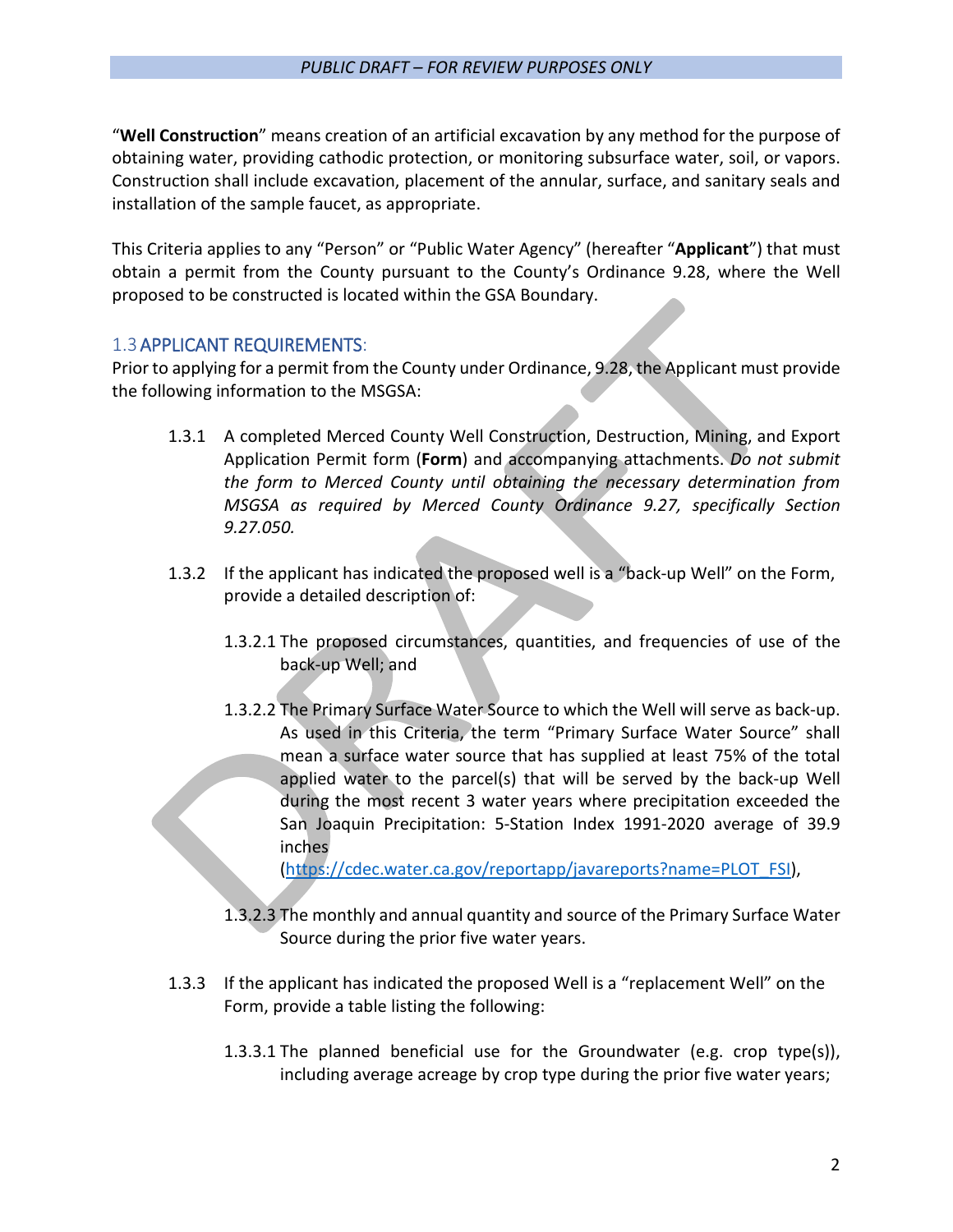"**Well Construction**" means creation of an artificial excavation by any method for the purpose of obtaining water, providing cathodic protection, or monitoring subsurface water, soil, or vapors. Construction shall include excavation, placement of the annular, surface, and sanitary seals and installation of the sample faucet, as appropriate.

This Criteria applies to any "Person" or "Public Water Agency" (hereafter "**Applicant**") that must obtain a permit from the County pursuant to the County's Ordinance 9.28, where the Well proposed to be constructed is located within the GSA Boundary.

### 1.3 APPLICANT REQUIREMENTS:

Prior to applying for a permit from the County under Ordinance, 9.28, the Applicant must provide the following information to the MSGSA:

1.3.1 A completed Merced County Well Construction, Destruction, Mining, and Export Application Permit form (**Form**) and accompanying attachments. *Do not submit the form to Merced County until obtaining the necessary determination from MSGSA as required by Merced County Ordinance 9.27, specifically Section 9.27.050.*

1.3.2 If the applicant has indicated the proposed well is a "back-up Well" on the Form, provide a detailed description of:

1.3.2.1 The proposed circumstances, quantities, and frequencies of use of the back-up Well; and

1.3.2.2 The Primary Surface Water Source to which the Well will serve as back-up. As used in this Criteria, the term "Primary Surface Water Source" shall mean a surface water source that has supplied at least 75% of the total applied water to the parcel(s) that will be served by the back-up Well during the most recent 3 water years where precipitation exceeded the San Joaquin Precipitation: 5-Station Index 1991-2020 average of 39.9 inches (https://cdec.water.ca.gov/reportapp/javareports?name=PLOT_FSI),

1.3.2.3 The monthly and annual quantity and source of the Primary Surface Water Source during the prior five water years.

1.3.3 If the applicant has indicated the proposed Well is a "replacement Well" on the Form, provide a table listing the following:

1.3.3.1 The planned beneficial use for the Groundwater (e.g. crop type(s)), including average acreage by crop type during the prior five water years;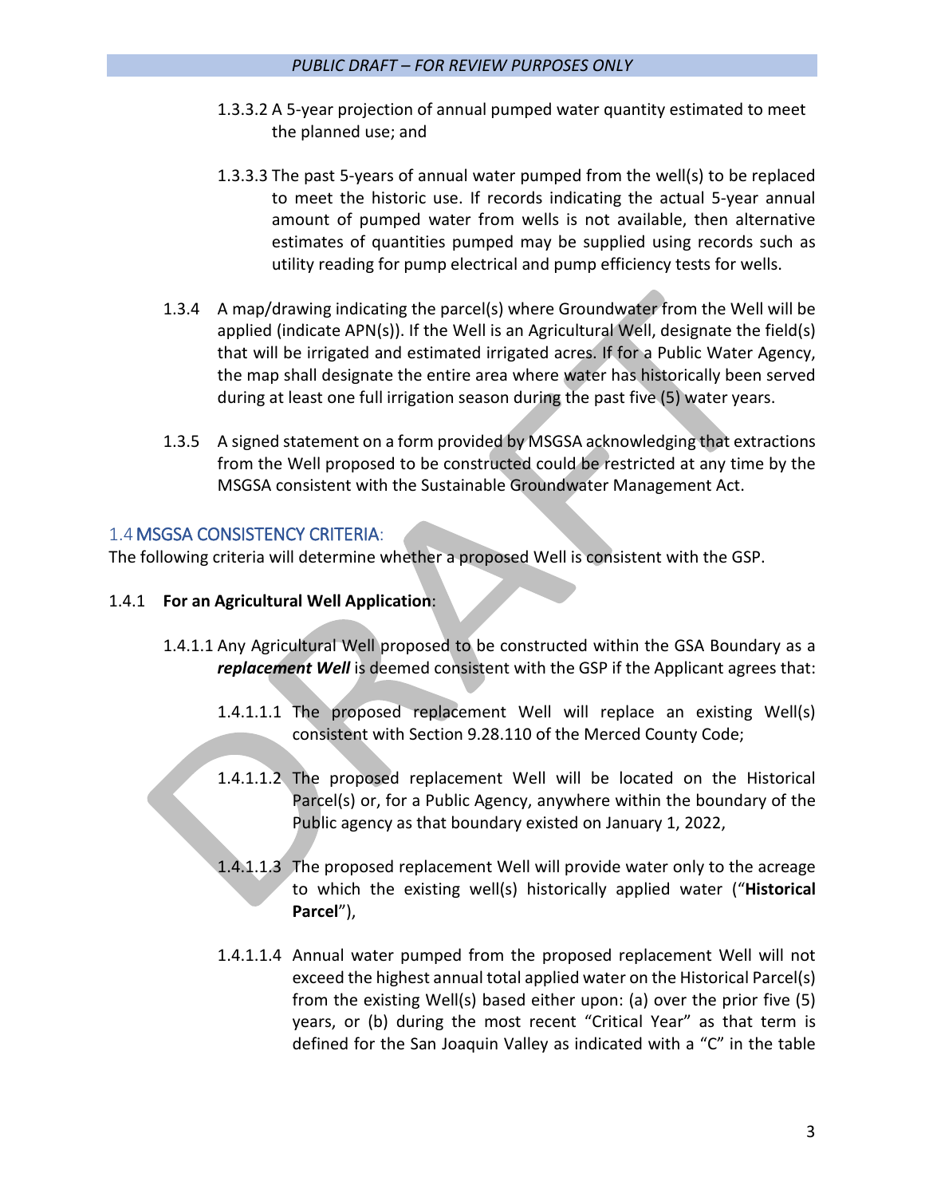1.3.3.2 A 5-year projection of annual pumped water quantity estimated to meet the planned use; and

1.3.3.3 The past 5-years of annual water pumped from the well(s) to be replaced to meet the historic use. If records indicating the actual 5-year annual amount of pumped water from wells is not available, then alternative estimates of quantities pumped may be supplied using records such as utility reading for pump electrical and pump efficiency tests for wells.

1.3.4 A map/drawing indicating the parcel(s) where Groundwater from the Well will be applied (indicate APN(s)). If the Well is an Agricultural Well, designate the field(s) that will be irrigated and estimated irrigated acres. If for a Public Water Agency, the map shall designate the entire area where water has historically been served during at least one full irrigation season during the past five (5) water years.

1.3.5 A signed statement on a form provided by MSGSA acknowledging that extractions from the Well proposed to be constructed could be restricted at any time by the MSGSA consistent with the Sustainable Groundwater Management Act.

## 1.4 MSGSA CONSISTENCY CRITERIA:

The following criteria will determine whether a proposed Well is consistent with the GSP.

1.4.1 **For an Agricultural Well Application**:

1.4.1.1 Any Agricultural Well proposed to be constructed within the GSA Boundary as a ***replacement Well*** is deemed consistent with the GSP if the Applicant agrees that:

1.4.1.1.1 The proposed replacement Well will replace an existing Well(s) consistent with Section 9.28.110 of the Merced County Code;

1.4.1.1.2 The proposed replacement Well will be located on the Historical Parcel(s) or, for a Public Agency, anywhere within the boundary of the Public agency as that boundary existed on January 1, 2022,

1.4.1.1.3 The proposed replacement Well will provide water only to the acreage to which the existing well(s) historically applied water ("**Historical Parcel**"),

1.4.1.1.4 Annual water pumped from the proposed replacement Well will not exceed the highest annual total applied water on the Historical Parcel(s) from the existing Well(s) based either upon: (a) over the prior five (5) years, or (b) during the most recent "Critical Year" as that term is defined for the San Joaquin Valley as indicated with a "C" in the table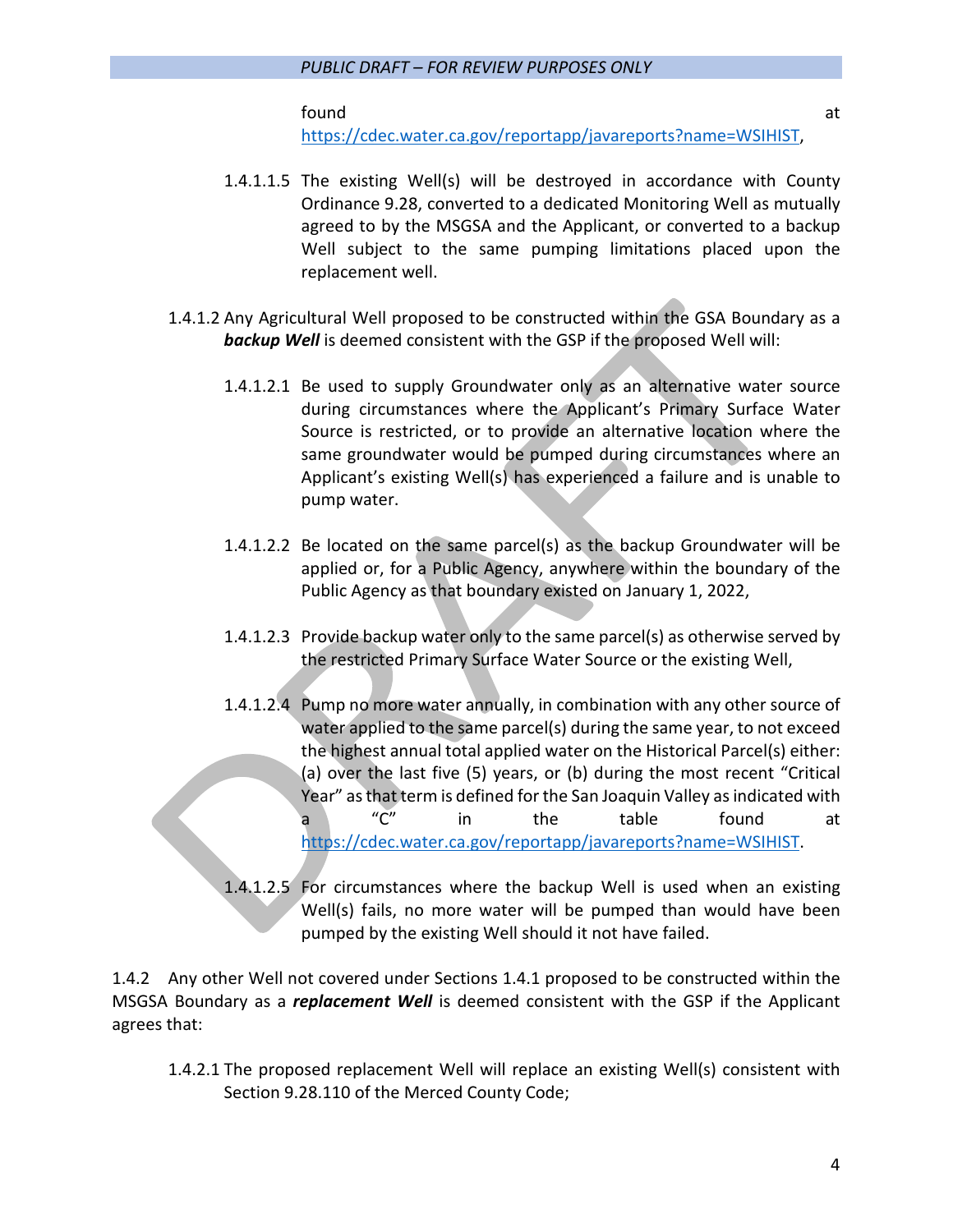found at https://cdec.water.ca.gov/reportapp/javareports?name=WSIHIST,

1.4.1.1.5 The existing Well(s) will be destroyed in accordance with County Ordinance 9.28, converted to a dedicated Monitoring Well as mutually agreed to by the MSGSA and the Applicant, or converted to a backup Well subject to the same pumping limitations placed upon the replacement well.

1.4.1.2 Any Agricultural Well proposed to be constructed within the GSA Boundary as a ***backup Well*** is deemed consistent with the GSP if the proposed Well will:

1.4.1.2.1 Be used to supply Groundwater only as an alternative water source during circumstances where the Applicant's Primary Surface Water Source is restricted, or to provide an alternative location where the same groundwater would be pumped during circumstances where an Applicant's existing Well(s) has experienced a failure and is unable to pump water.

1.4.1.2.2 Be located on the same parcel(s) as the backup Groundwater will be applied or, for a Public Agency, anywhere within the boundary of the Public Agency as that boundary existed on January 1, 2022,

1.4.1.2.3 Provide backup water only to the same parcel(s) as otherwise served by the restricted Primary Surface Water Source or the existing Well,

1.4.1.2.4 Pump no more water annually, in combination with any other source of water applied to the same parcel(s) during the same year, to not exceed the highest annual total applied water on the Historical Parcel(s) either: (a) over the last five (5) years, or (b) during the most recent "Critical Year" as that term is defined for the San Joaquin Valley as indicated with a "C" in the table found at https://cdec.water.ca.gov/reportapp/javareports?name=WSIHIST.

1.4.1.2.5 For circumstances where the backup Well is used when an existing Well(s) fails, no more water will be pumped than would have been pumped by the existing Well should it not have failed.

1.4.2 Any other Well not covered under Sections 1.4.1 proposed to be constructed within the MSGSA Boundary as a ***replacement Well*** is deemed consistent with the GSP if the Applicant agrees that:

1.4.2.1 The proposed replacement Well will replace an existing Well(s) consistent with Section 9.28.110 of the Merced County Code;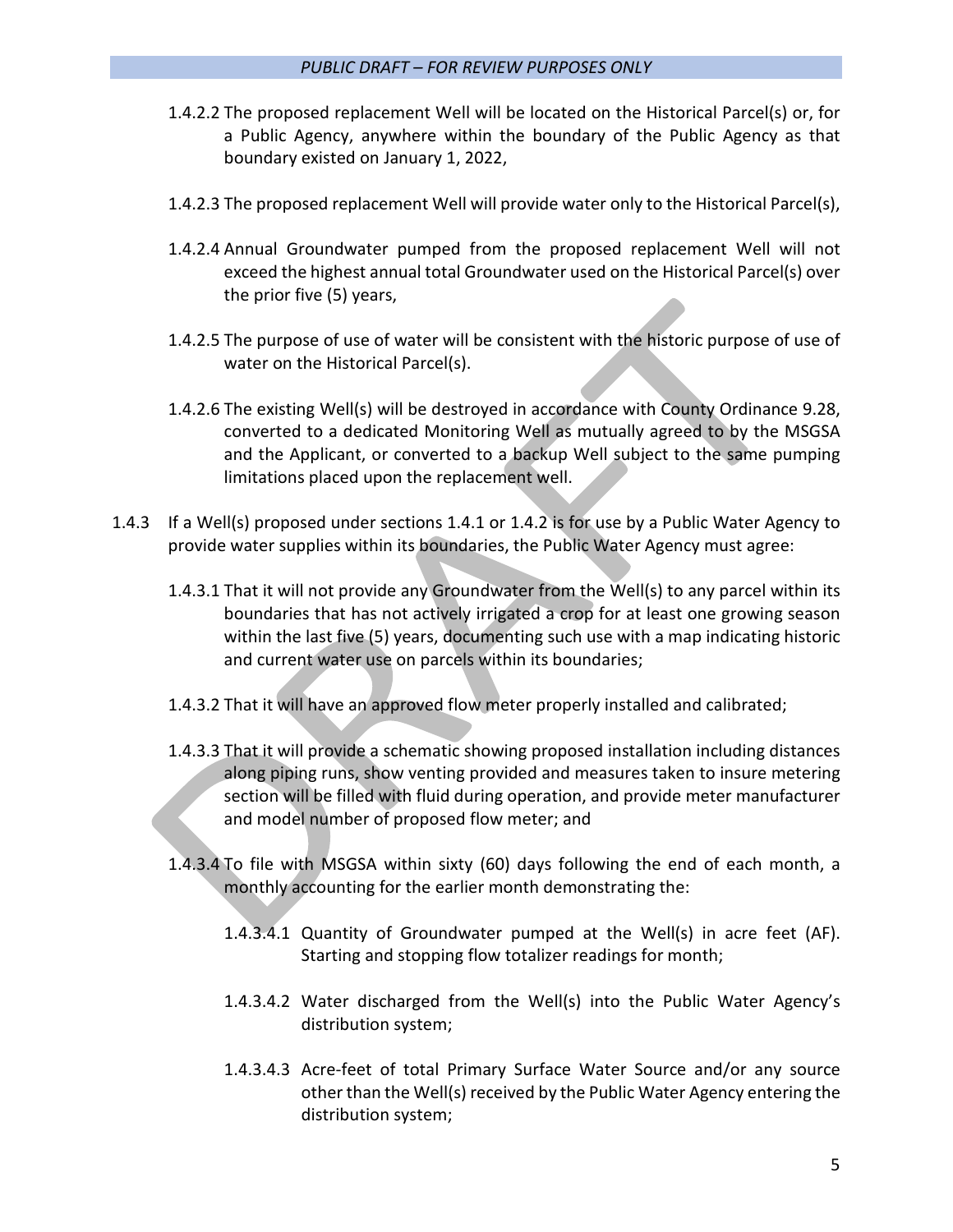1.4.2.2 The proposed replacement Well will be located on the Historical Parcel(s) or, for a Public Agency, anywhere within the boundary of the Public Agency as that boundary existed on January 1, 2022,

1.4.2.3 The proposed replacement Well will provide water only to the Historical Parcel(s),

1.4.2.4 Annual Groundwater pumped from the proposed replacement Well will not exceed the highest annual total Groundwater used on the Historical Parcel(s) over the prior five (5) years,

1.4.2.5 The purpose of use of water will be consistent with the historic purpose of use of water on the Historical Parcel(s).

1.4.2.6 The existing Well(s) will be destroyed in accordance with County Ordinance 9.28, converted to a dedicated Monitoring Well as mutually agreed to by the MSGSA and the Applicant, or converted to a backup Well subject to the same pumping limitations placed upon the replacement well.

1.4.3 If a Well(s) proposed under sections 1.4.1 or 1.4.2 is for use by a Public Water Agency to provide water supplies within its boundaries, the Public Water Agency must agree:

1.4.3.1 That it will not provide any Groundwater from the Well(s) to any parcel within its boundaries that has not actively irrigated a crop for at least one growing season within the last five (5) years, documenting such use with a map indicating historic and current water use on parcels within its boundaries;

1.4.3.2 That it will have an approved flow meter properly installed and calibrated;

1.4.3.3 That it will provide a schematic showing proposed installation including distances along piping runs, show venting provided and measures taken to insure metering section will be filled with fluid during operation, and provide meter manufacturer and model number of proposed flow meter; and

1.4.3.4 To file with MSGSA within sixty (60) days following the end of each month, a monthly accounting for the earlier month demonstrating the:

1.4.3.4.1 Quantity of Groundwater pumped at the Well(s) in acre feet (AF). Starting and stopping flow totalizer readings for month;

1.4.3.4.2 Water discharged from the Well(s) into the Public Water Agency's distribution system;

1.4.3.4.3 Acre-feet of total Primary Surface Water Source and/or any source other than the Well(s) received by the Public Water Agency entering the distribution system;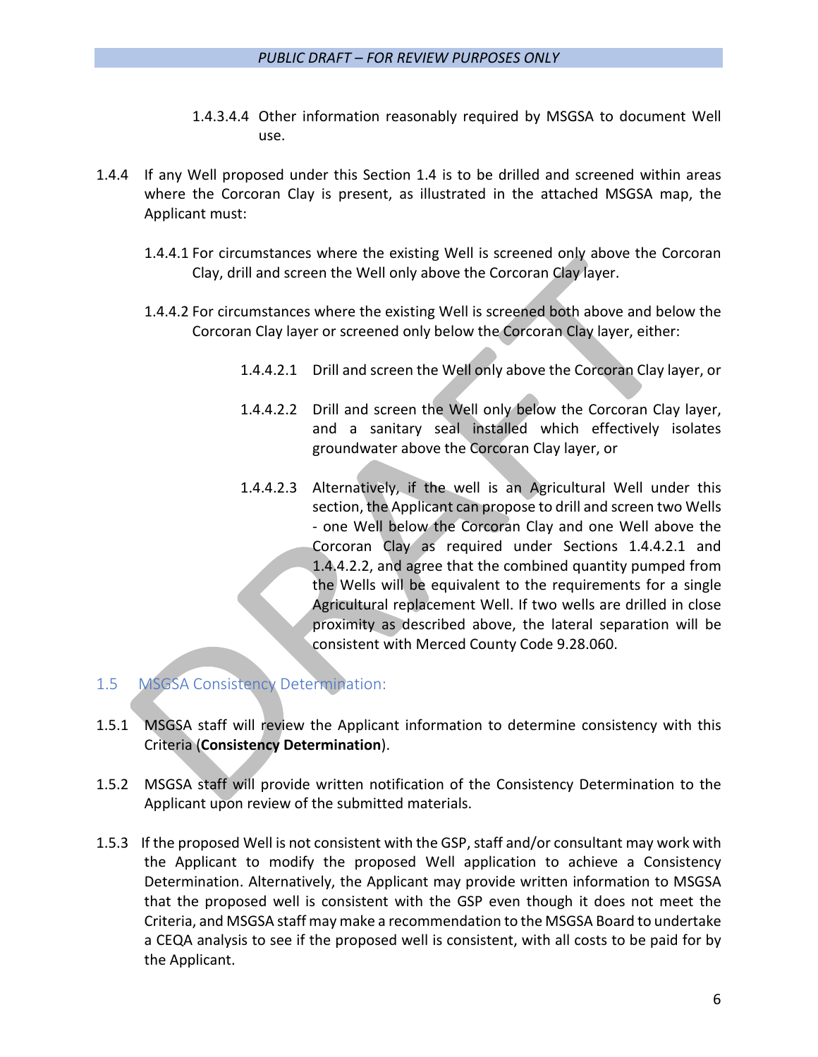1.4.3.4.4 Other information reasonably required by MSGSA to document Well use.

1.4.4 If any Well proposed under this Section 1.4 is to be drilled and screened within areas where the Corcoran Clay is present, as illustrated in the attached MSGSA map, the Applicant must:

1.4.4.1 For circumstances where the existing Well is screened only above the Corcoran Clay, drill and screen the Well only above the Corcoran Clay layer.

1.4.4.2 For circumstances where the existing Well is screened both above and below the Corcoran Clay layer or screened only below the Corcoran Clay layer, either:

1.4.4.2.1 Drill and screen the Well only above the Corcoran Clay layer, or

1.4.4.2.2 Drill and screen the Well only below the Corcoran Clay layer, and a sanitary seal installed which effectively isolates groundwater above the Corcoran Clay layer, or

1.4.4.2.3 Alternatively, if the well is an Agricultural Well under this section, the Applicant can propose to drill and screen two Wells - one Well below the Corcoran Clay and one Well above the Corcoran Clay as required under Sections 1.4.4.2.1 and 1.4.4.2.2, and agree that the combined quantity pumped from the Wells will be equivalent to the requirements for a single Agricultural replacement Well. If two wells are drilled in close proximity as described above, the lateral separation will be consistent with Merced County Code 9.28.060.

## 1.5 MSGSA Consistency Determination:

1.5.1 MSGSA staff will review the Applicant information to determine consistency with this Criteria (**Consistency Determination**).

1.5.2 MSGSA staff will provide written notification of the Consistency Determination to the Applicant upon review of the submitted materials.

1.5.3 If the proposed Well is not consistent with the GSP, staff and/or consultant may work with the Applicant to modify the proposed Well application to achieve a Consistency Determination. Alternatively, the Applicant may provide written information to MSGSA that the proposed well is consistent with the GSP even though it does not meet the Criteria, and MSGSA staff may make a recommendation to the MSGSA Board to undertake a CEQA analysis to see if the proposed well is consistent, with all costs to be paid for by the Applicant.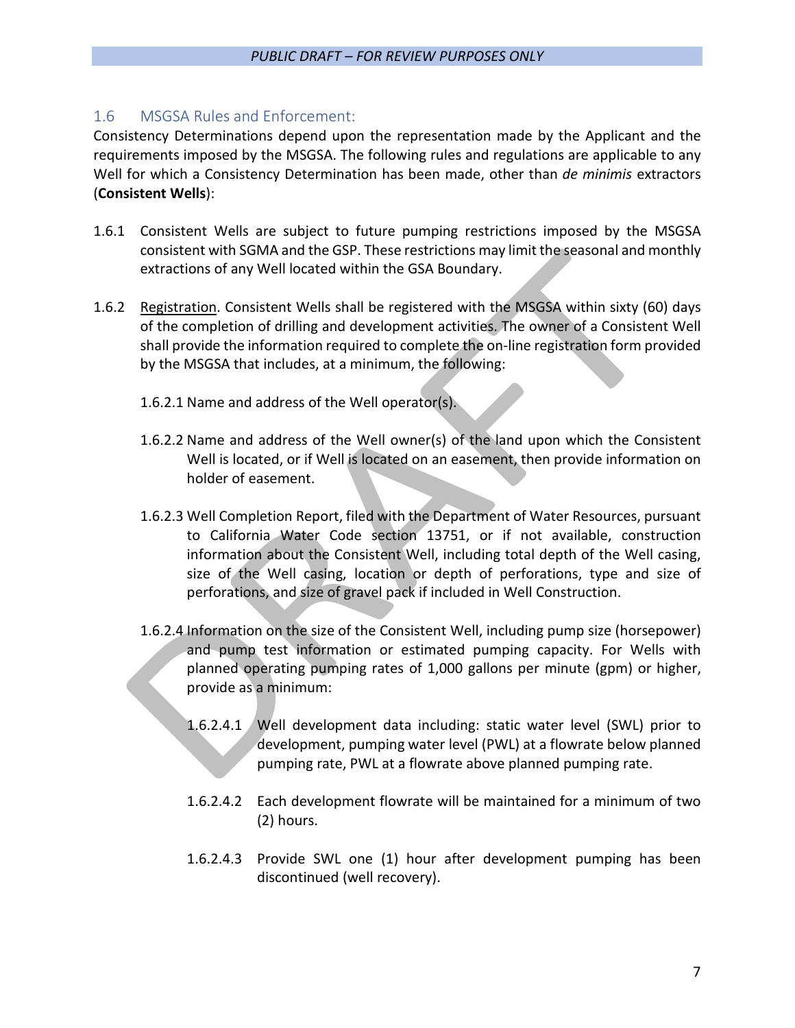## 1.6 MSGSA Rules and Enforcement:

Consistency Determinations depend upon the representation made by the Applicant and the requirements imposed by the MSGSA. The following rules and regulations are applicable to any Well for which a Consistency Determination has been made, other than *de minimis* extractors (**Consistent Wells**):

1.6.1 Consistent Wells are subject to future pumping restrictions imposed by the MSGSA consistent with SGMA and the GSP. These restrictions may limit the seasonal and monthly extractions of any Well located within the GSA Boundary.

1.6.2 Registration. Consistent Wells shall be registered with the MSGSA within sixty (60) days of the completion of drilling and development activities. The owner of a Consistent Well shall provide the information required to complete the on-line registration form provided by the MSGSA that includes, at a minimum, the following:

1.6.2.1 Name and address of the Well operator(s).

1.6.2.2 Name and address of the Well owner(s) of the land upon which the Consistent Well is located, or if Well is located on an easement, then provide information on holder of easement.

1.6.2.3 Well Completion Report, filed with the Department of Water Resources, pursuant to California Water Code section 13751, or if not available, construction information about the Consistent Well, including total depth of the Well casing, size of the Well casing, location or depth of perforations, type and size of perforations, and size of gravel pack if included in Well Construction.

1.6.2.4 Information on the size of the Consistent Well, including pump size (horsepower) and pump test information or estimated pumping capacity. For Wells with planned operating pumping rates of 1,000 gallons per minute (gpm) or higher, provide as a minimum:

1.6.2.4.1 Well development data including: static water level (SWL) prior to development, pumping water level (PWL) at a flowrate below planned pumping rate, PWL at a flowrate above planned pumping rate.

1.6.2.4.2 Each development flowrate will be maintained for a minimum of two (2) hours.

1.6.2.4.3 Provide SWL one (1) hour after development pumping has been discontinued (well recovery).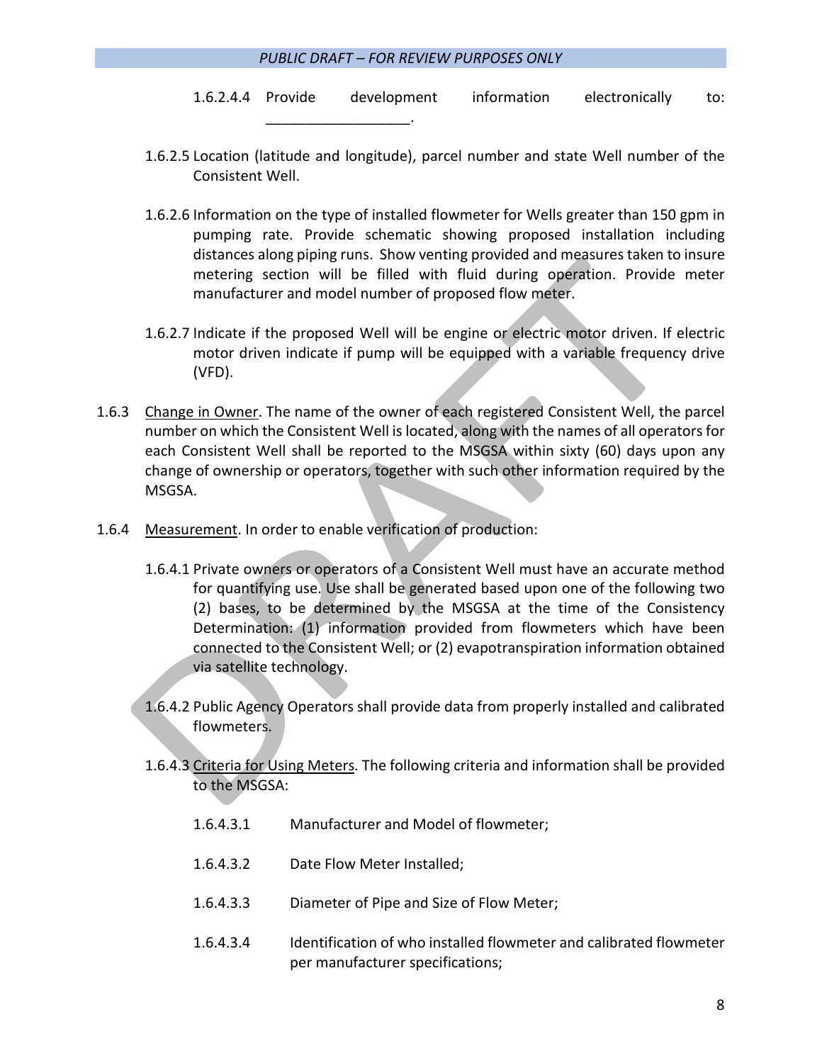1.6.2.4.4 Provide development information electronically to: ________________.

1.6.2.5 Location (latitude and longitude), parcel number and state Well number of the Consistent Well.

1.6.2.6 Information on the type of installed flowmeter for Wells greater than 150 gpm in pumping rate. Provide schematic showing proposed installation including distances along piping runs. Show venting provided and measures taken to insure metering section will be filled with fluid during operation. Provide meter manufacturer and model number of proposed flow meter.

1.6.2.7 Indicate if the proposed Well will be engine or electric motor driven. If electric motor driven indicate if pump will be equipped with a variable frequency drive (VFD).

1.6.3 <u>Change in Owner</u>. The name of the owner of each registered Consistent Well, the parcel number on which the Consistent Well is located, along with the names of all operators for each Consistent Well shall be reported to the MSGSA within sixty (60) days upon any change of ownership or operators, together with such other information required by the MSGSA.

1.6.4 <u>Measurement</u>. In order to enable verification of production:

1.6.4.1 Private owners or operators of a Consistent Well must have an accurate method for quantifying use. Use shall be generated based upon one of the following two (2) bases, to be determined by the MSGSA at the time of the Consistency Determination: (1) information provided from flowmeters which have been connected to the Consistent Well; or (2) evapotranspiration information obtained via satellite technology.

1.6.4.2 Public Agency Operators shall provide data from properly installed and calibrated flowmeters.

1.6.4.3 <u>Criteria for Using Meters</u>. The following criteria and information shall be provided to the MSGSA:

1.6.4.3.1 Manufacturer and Model of flowmeter;

1.6.4.3.2 Date Flow Meter Installed;

1.6.4.3.3 Diameter of Pipe and Size of Flow Meter;

1.6.4.3.4 Identification of who installed flowmeter and calibrated flowmeter per manufacturer specifications;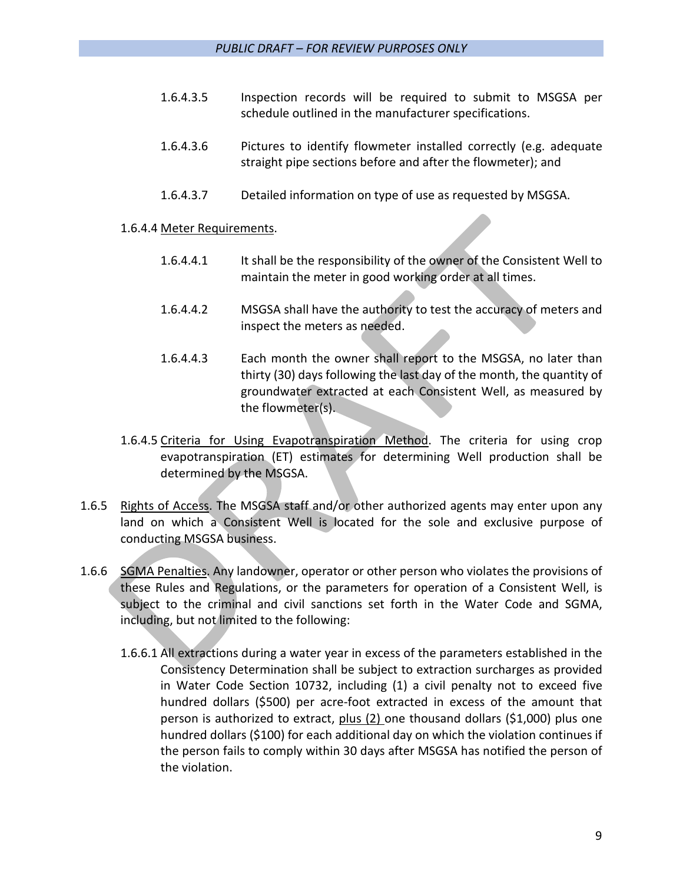1.6.4.3.5 Inspection records will be required to submit to MSGSA per schedule outlined in the manufacturer specifications.

1.6.4.3.6 Pictures to identify flowmeter installed correctly (e.g. adequate straight pipe sections before and after the flowmeter); and

1.6.4.3.7 Detailed information on type of use as requested by MSGSA.

1.6.4.4 Meter Requirements.

1.6.4.4.1 It shall be the responsibility of the owner of the Consistent Well to maintain the meter in good working order at all times.

1.6.4.4.2 MSGSA shall have the authority to test the accuracy of meters and inspect the meters as needed.

1.6.4.4.3 Each month the owner shall report to the MSGSA, no later than thirty (30) days following the last day of the month, the quantity of groundwater extracted at each Consistent Well, as measured by the flowmeter(s).

1.6.4.5 Criteria for Using Evapotranspiration Method. The criteria for using crop evapotranspiration (ET) estimates for determining Well production shall be determined by the MSGSA.

1.6.5 Rights of Access. The MSGSA staff and/or other authorized agents may enter upon any land on which a Consistent Well is located for the sole and exclusive purpose of conducting MSGSA business.

1.6.6 SGMA Penalties. Any landowner, operator or other person who violates the provisions of these Rules and Regulations, or the parameters for operation of a Consistent Well, is subject to the criminal and civil sanctions set forth in the Water Code and SGMA, including, but not limited to the following:

1.6.6.1 All extractions during a water year in excess of the parameters established in the Consistency Determination shall be subject to extraction surcharges as provided in Water Code Section 10732, including (1) a civil penalty not to exceed five hundred dollars ($500) per acre-foot extracted in excess of the amount that person is authorized to extract, plus (2) one thousand dollars ($1,000) plus one hundred dollars ($100) for each additional day on which the violation continues if the person fails to comply within 30 days after MSGSA has notified the person of the violation.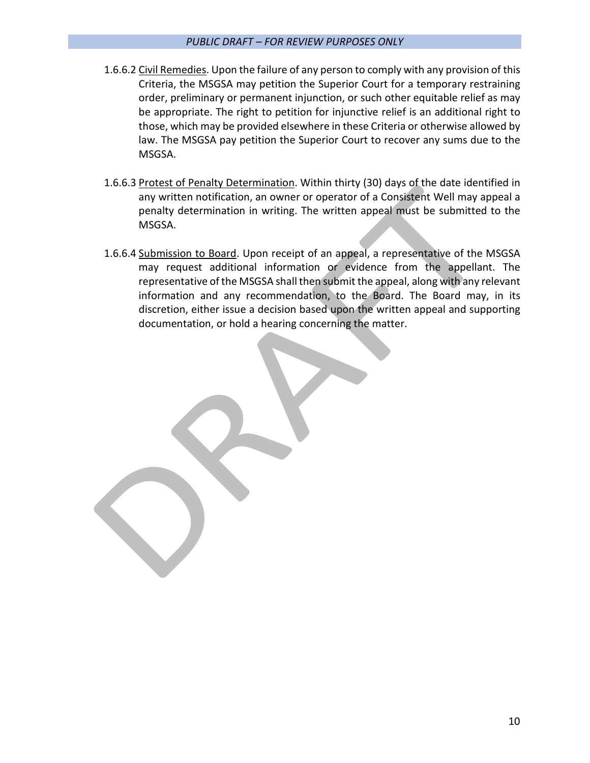1.6.6.2 Civil Remedies. Upon the failure of any person to comply with any provision of this Criteria, the MSGSA may petition the Superior Court for a temporary restraining order, preliminary or permanent injunction, or such other equitable relief as may be appropriate. The right to petition for injunctive relief is an additional right to those, which may be provided elsewhere in these Criteria or otherwise allowed by law. The MSGSA pay petition the Superior Court to recover any sums due to the MSGSA.

1.6.6.3 Protest of Penalty Determination. Within thirty (30) days of the date identified in any written notification, an owner or operator of a Consistent Well may appeal a penalty determination in writing. The written appeal must be submitted to the MSGSA.

1.6.6.4 Submission to Board. Upon receipt of an appeal, a representative of the MSGSA may request additional information or evidence from the appellant. The representative of the MSGSA shall then submit the appeal, along with any relevant information and any recommendation, to the Board. The Board may, in its discretion, either issue a decision based upon the written appeal and supporting documentation, or hold a hearing concerning the matter.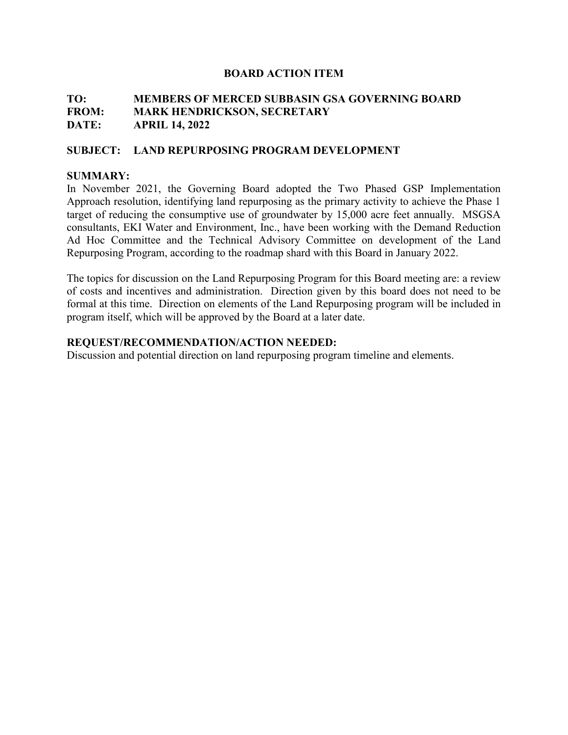**BOARD ACTION ITEM**

**TO:** **MEMBERS OF MERCED SUBBASIN GSA GOVERNING BOARD**
**FROM:** **MARK HENDRICKSON, SECRETARY**
**DATE:** **APRIL 14, 2022**

**SUBJECT: LAND REPURPOSING PROGRAM DEVELOPMENT**

**SUMMARY:**

In November 2021, the Governing Board adopted the Two Phased GSP Implementation Approach resolution, identifying land repurposing as the primary activity to achieve the Phase 1 target of reducing the consumptive use of groundwater by 15,000 acre feet annually. MSGSA consultants, EKI Water and Environment, Inc., have been working with the Demand Reduction Ad Hoc Committee and the Technical Advisory Committee on development of the Land Repurposing Program, according to the roadmap shard with this Board in January 2022.

The topics for discussion on the Land Repurposing Program for this Board meeting are: a review of costs and incentives and administration. Direction given by this board does not need to be formal at this time. Direction on elements of the Land Repurposing program will be included in program itself, which will be approved by the Board at a later date.

**REQUEST/RECOMMENDATION/ACTION NEEDED:**

Discussion and potential direction on land repurposing program timeline and elements.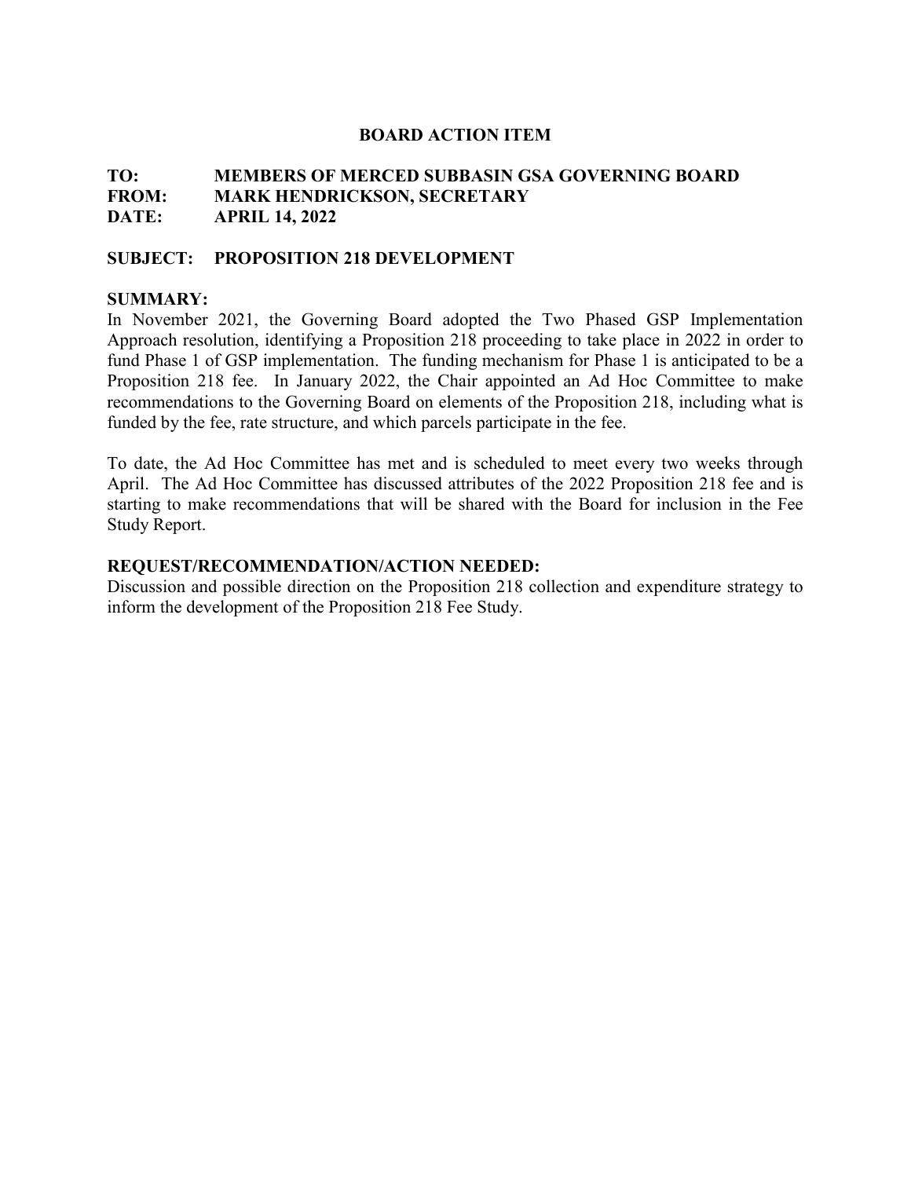**BOARD ACTION ITEM**

**TO:** **MEMBERS OF MERCED SUBBASIN GSA GOVERNING BOARD**
**FROM:** **MARK HENDRICKSON, SECRETARY**
**DATE:** **APRIL 14, 2022**

**SUBJECT:** **PROPOSITION 218 DEVELOPMENT**

**SUMMARY:**
In November 2021, the Governing Board adopted the Two Phased GSP Implementation Approach resolution, identifying a Proposition 218 proceeding to take place in 2022 in order to fund Phase 1 of GSP implementation. The funding mechanism for Phase 1 is anticipated to be a Proposition 218 fee. In January 2022, the Chair appointed an Ad Hoc Committee to make recommendations to the Governing Board on elements of the Proposition 218, including what is funded by the fee, rate structure, and which parcels participate in the fee.

To date, the Ad Hoc Committee has met and is scheduled to meet every two weeks through April. The Ad Hoc Committee has discussed attributes of the 2022 Proposition 218 fee and is starting to make recommendations that will be shared with the Board for inclusion in the Fee Study Report.

**REQUEST/RECOMMENDATION/ACTION NEEDED:**
Discussion and possible direction on the Proposition 218 collection and expenditure strategy to inform the development of the Proposition 218 Fee Study.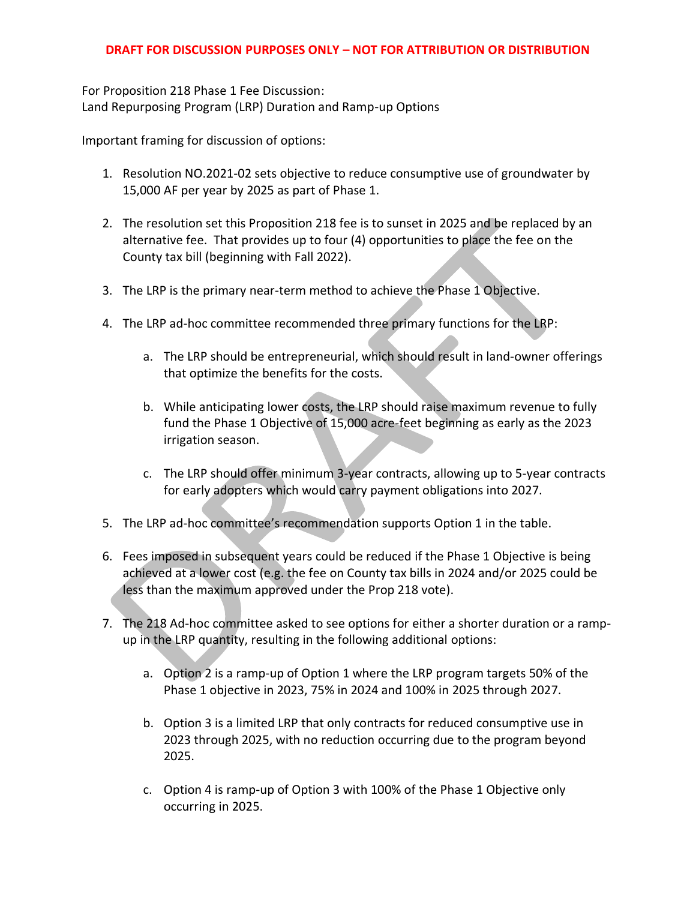**DRAFT FOR DISCUSSION PURPOSES ONLY – NOT FOR ATTRIBUTION OR DISTRIBUTION**

For Proposition 218 Phase 1 Fee Discussion:
Land Repurposing Program (LRP) Duration and Ramp-up Options

Important framing for discussion of options:

1. Resolution NO.2021-02 sets objective to reduce consumptive use of groundwater by 15,000 AF per year by 2025 as part of Phase 1.

2. The resolution set this Proposition 218 fee is to sunset in 2025 and be replaced by an alternative fee. That provides up to four (4) opportunities to place the fee on the County tax bill (beginning with Fall 2022).

3. The LRP is the primary near-term method to achieve the Phase 1 Objective.

4. The LRP ad-hoc committee recommended three primary functions for the LRP:

    a. The LRP should be entrepreneurial, which should result in land-owner offerings that optimize the benefits for the costs.

    b. While anticipating lower costs, the LRP should raise maximum revenue to fully fund the Phase 1 Objective of 15,000 acre-feet beginning as early as the 2023 irrigation season.

    c. The LRP should offer minimum 3-year contracts, allowing up to 5-year contracts for early adopters which would carry payment obligations into 2027.

5. The LRP ad-hoc committee's recommendation supports Option 1 in the table.

6. Fees imposed in subsequent years could be reduced if the Phase 1 Objective is being achieved at a lower cost (e.g. the fee on County tax bills in 2024 and/or 2025 could be less than the maximum approved under the Prop 218 vote).

7. The 218 Ad-hoc committee asked to see options for either a shorter duration or a ramp-up in the LRP quantity, resulting in the following additional options:

    a. Option 2 is a ramp-up of Option 1 where the LRP program targets 50% of the Phase 1 objective in 2023, 75% in 2024 and 100% in 2025 through 2027.

    b. Option 3 is a limited LRP that only contracts for reduced consumptive use in 2023 through 2025, with no reduction occurring due to the program beyond 2025.

    c. Option 4 is ramp-up of Option 3 with 100% of the Phase 1 Objective only occurring in 2025.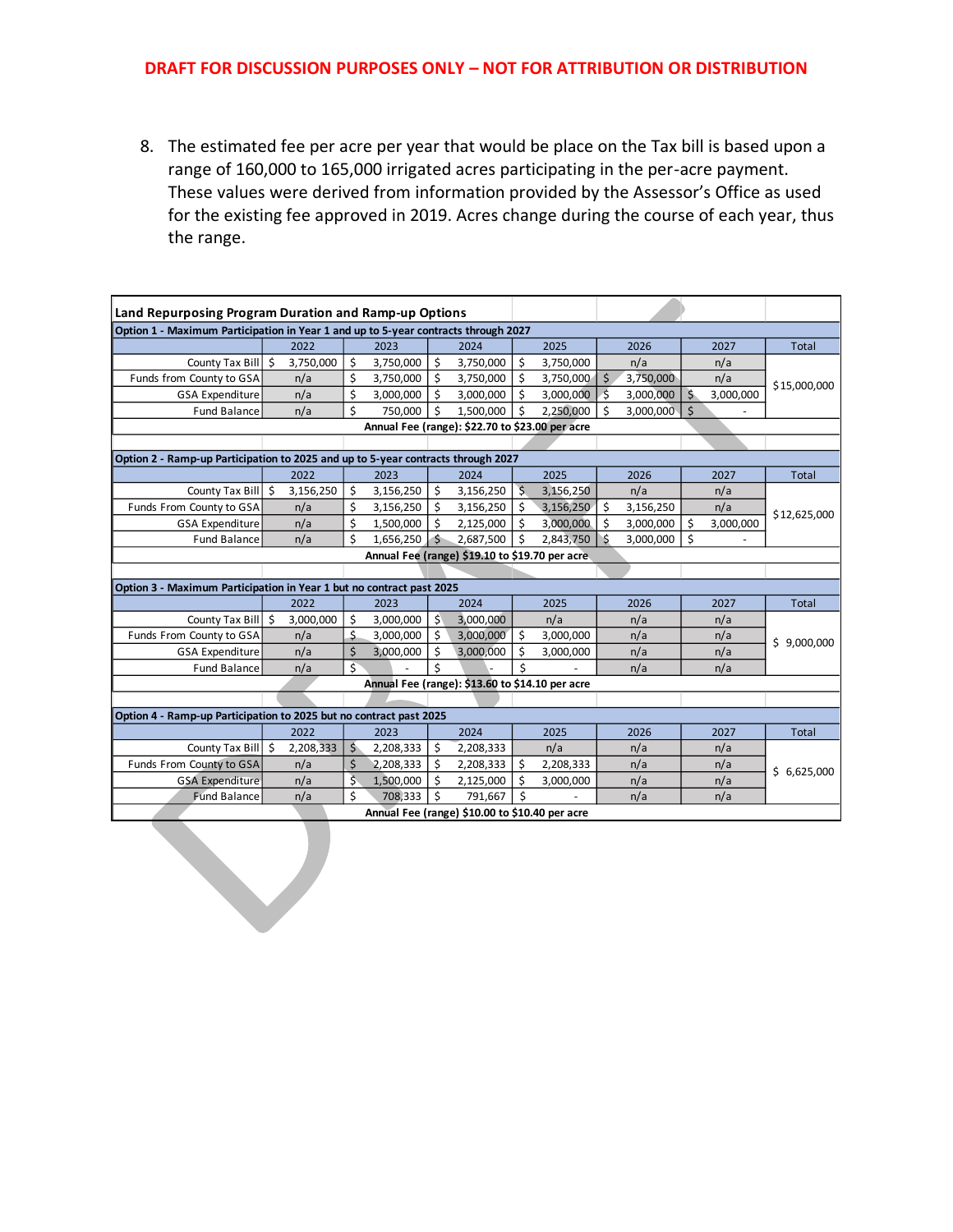DRAFT FOR DISCUSSION PURPOSES ONLY – NOT FOR ATTRIBUTION OR DISTRIBUTION

8. The estimated fee per acre per year that would be place on the Tax bill is based upon a range of 160,000 to 165,000 irrigated acres participating in the per-acre payment. These values were derived from information provided by the Assessor's Office as used for the existing fee approved in 2019. Acres change during the course of each year, thus the range.

**Land Repurposing Program Duration and Ramp-up Options**

**Option 1 - Maximum Participation in Year 1 and up to 5-year contracts through 2027**

| | 2022 | 2023 | 2024 | 2025 | 2026 | 2027 | Total |
|---|---|---|---|---|---|---|---|
| County Tax Bill | $ 3,750,000 | $ 3,750,000 | $ 3,750,000 | $ 3,750,000 | n/a | n/a | $15,000,000 |
| Funds from County to GSA | n/a | $ 3,750,000 | $ 3,750,000 | $ 3,750,000 | $ 3,750,000 | n/a | |
| GSA Expenditure | n/a | $ 3,000,000 | $ 3,000,000 | $ 3,000,000 | $ 3,000,000 | $ 3,000,000 | |
| Fund Balance | n/a | $ 750,000 | $ 1,500,000 | $ 2,250,000 | $ 3,000,000 | $ - | |

Annual Fee (range): $22.70 to $23.00 per acre

**Option 2 - Ramp-up Participation to 2025 and up to 5-year contracts through 2027**

| | 2022 | 2023 | 2024 | 2025 | 2026 | 2027 | Total |
|---|---|---|---|---|---|---|---|
| County Tax Bill | $ 3,156,250 | $ 3,156,250 | $ 3,156,250 | $ 3,156,250 | n/a | n/a | $12,625,000 |
| Funds From County to GSA | n/a | $ 3,156,250 | $ 3,156,250 | $ 3,156,250 | $ 3,156,250 | n/a | |
| GSA Expenditure | n/a | $ 1,500,000 | $ 2,125,000 | $ 3,000,000 | $ 3,000,000 | $ 3,000,000 | |
| Fund Balance | n/a | $ 1,656,250 | $ 2,687,500 | $ 2,843,750 | $ 3,000,000 | $ - | |

Annual Fee (range) $19.10 to $19.70 per acre

**Option 3 - Maximum Participation in Year 1 but no contract past 2025**

| | 2022 | 2023 | 2024 | 2025 | 2026 | 2027 | Total |
|---|---|---|---|---|---|---|---|
| County Tax Bill | $ 3,000,000 | $ 3,000,000 | $ 3,000,000 | n/a | n/a | n/a | $ 9,000,000 |
| Funds From County to GSA | n/a | $ 3,000,000 | $ 3,000,000 | $ 3,000,000 | n/a | n/a | |
| GSA Expenditure | n/a | $ 3,000,000 | $ 3,000,000 | $ 3,000,000 | n/a | n/a | |
| Fund Balance | n/a | $ - | $ - | $ - | n/a | n/a | |

Annual Fee (range): $13.60 to $14.10 per acre

**Option 4 - Ramp-up Participation to 2025 but no contract past 2025**

| | 2022 | 2023 | 2024 | 2025 | 2026 | 2027 | Total |
|---|---|---|---|---|---|---|---|
| County Tax Bill | $ 2,208,333 | $ 2,208,333 | $ 2,208,333 | n/a | n/a | n/a | $ 6,625,000 |
| Funds From County to GSA | n/a | $ 2,208,333 | $ 2,208,333 | $ 2,208,333 | n/a | n/a | |
| GSA Expenditure | n/a | $ 1,500,000 | $ 2,125,000 | $ 3,000,000 | n/a | n/a | |
| Fund Balance | n/a | $ 708,333 | $ 791,667 | $ - | n/a | n/a | |

Annual Fee (range) $10.00 to $10.40 per acre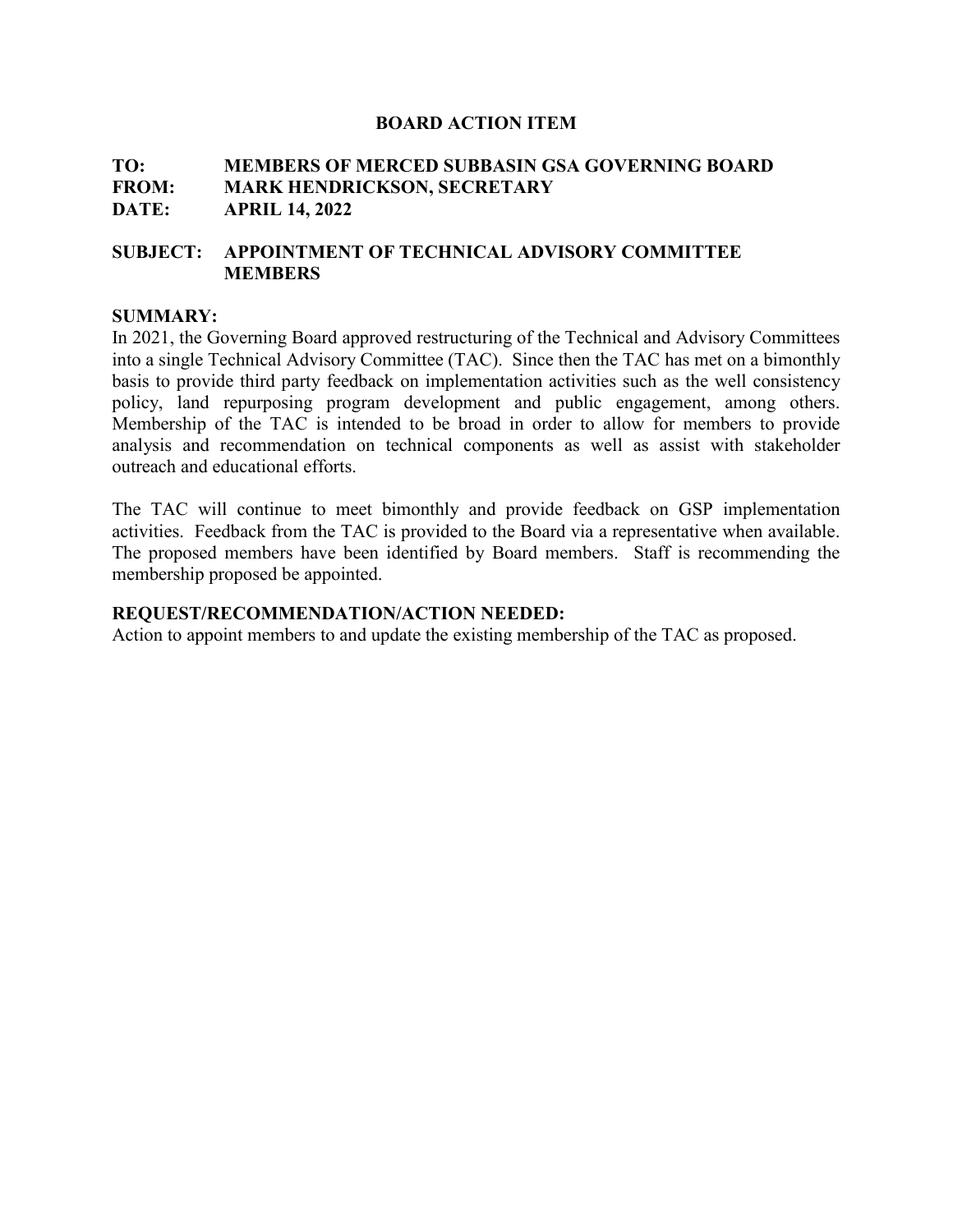## BOARD ACTION ITEM

**TO:** MEMBERS OF MERCED SUBBASIN GSA GOVERNING BOARD
**FROM:** MARK HENDRICKSON, SECRETARY
**DATE:** APRIL 14, 2022

**SUBJECT:** APPOINTMENT OF TECHNICAL ADVISORY COMMITTEE MEMBERS

**SUMMARY:**

In 2021, the Governing Board approved restructuring of the Technical and Advisory Committees into a single Technical Advisory Committee (TAC). Since then the TAC has met on a bimonthly basis to provide third party feedback on implementation activities such as the well consistency policy, land repurposing program development and public engagement, among others. Membership of the TAC is intended to be broad in order to allow for members to provide analysis and recommendation on technical components as well as assist with stakeholder outreach and educational efforts.

The TAC will continue to meet bimonthly and provide feedback on GSP implementation activities. Feedback from the TAC is provided to the Board via a representative when available. The proposed members have been identified by Board members. Staff is recommending the membership proposed be appointed.

**REQUEST/RECOMMENDATION/ACTION NEEDED:**

Action to appoint members to and update the existing membership of the TAC as proposed.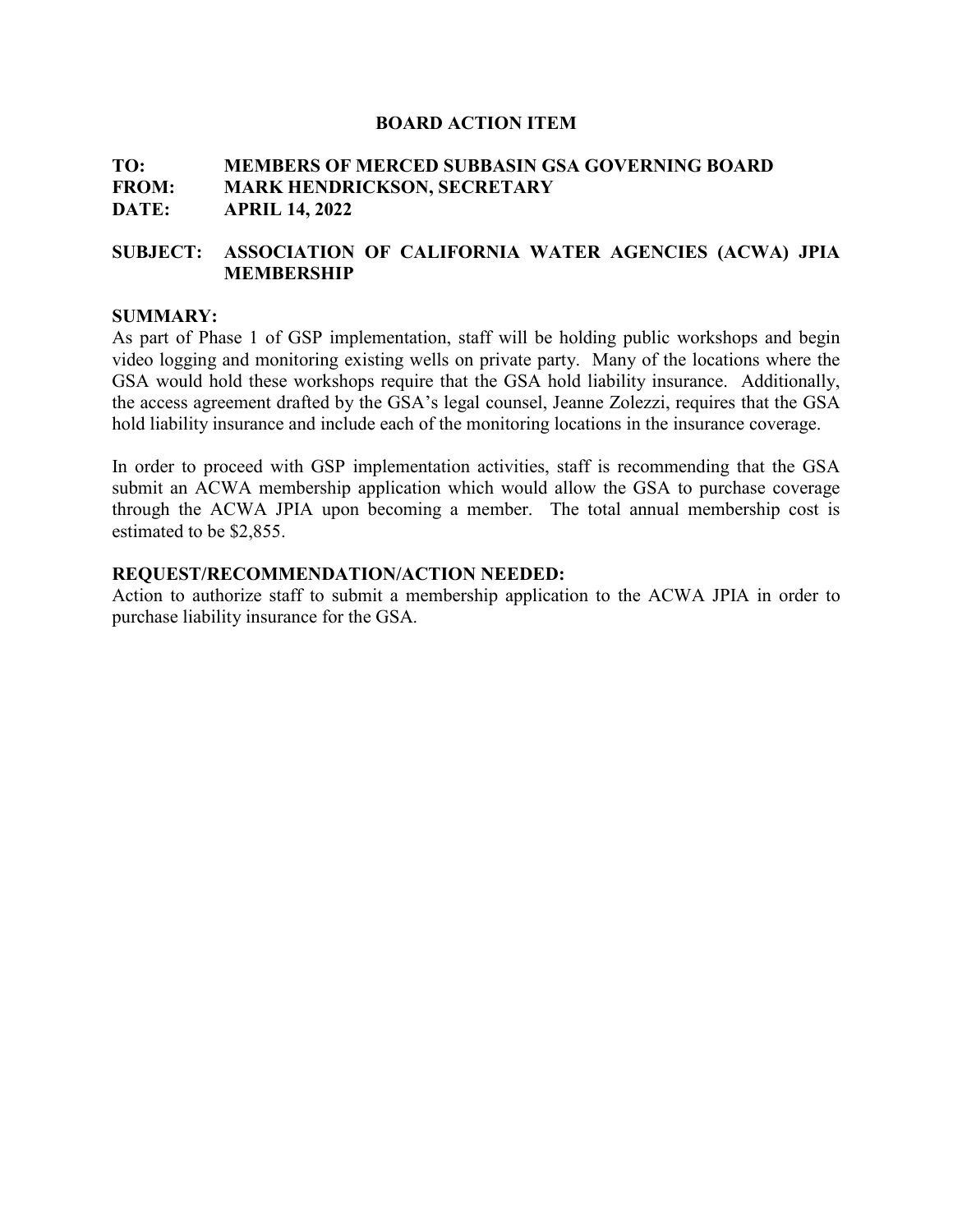## BOARD ACTION ITEM

**TO:** MEMBERS OF MERCED SUBBASIN GSA GOVERNING BOARD
**FROM:** MARK HENDRICKSON, SECRETARY
**DATE:** APRIL 14, 2022

**SUBJECT: ASSOCIATION OF CALIFORNIA WATER AGENCIES (ACWA) JPIA MEMBERSHIP**

**SUMMARY:**
As part of Phase 1 of GSP implementation, staff will be holding public workshops and begin video logging and monitoring existing wells on private party. Many of the locations where the GSA would hold these workshops require that the GSA hold liability insurance. Additionally, the access agreement drafted by the GSA's legal counsel, Jeanne Zolezzi, requires that the GSA hold liability insurance and include each of the monitoring locations in the insurance coverage.

In order to proceed with GSP implementation activities, staff is recommending that the GSA submit an ACWA membership application which would allow the GSA to purchase coverage through the ACWA JPIA upon becoming a member. The total annual membership cost is estimated to be $2,855.

**REQUEST/RECOMMENDATION/ACTION NEEDED:**
Action to authorize staff to submit a membership application to the ACWA JPIA in order to purchase liability insurance for the GSA.